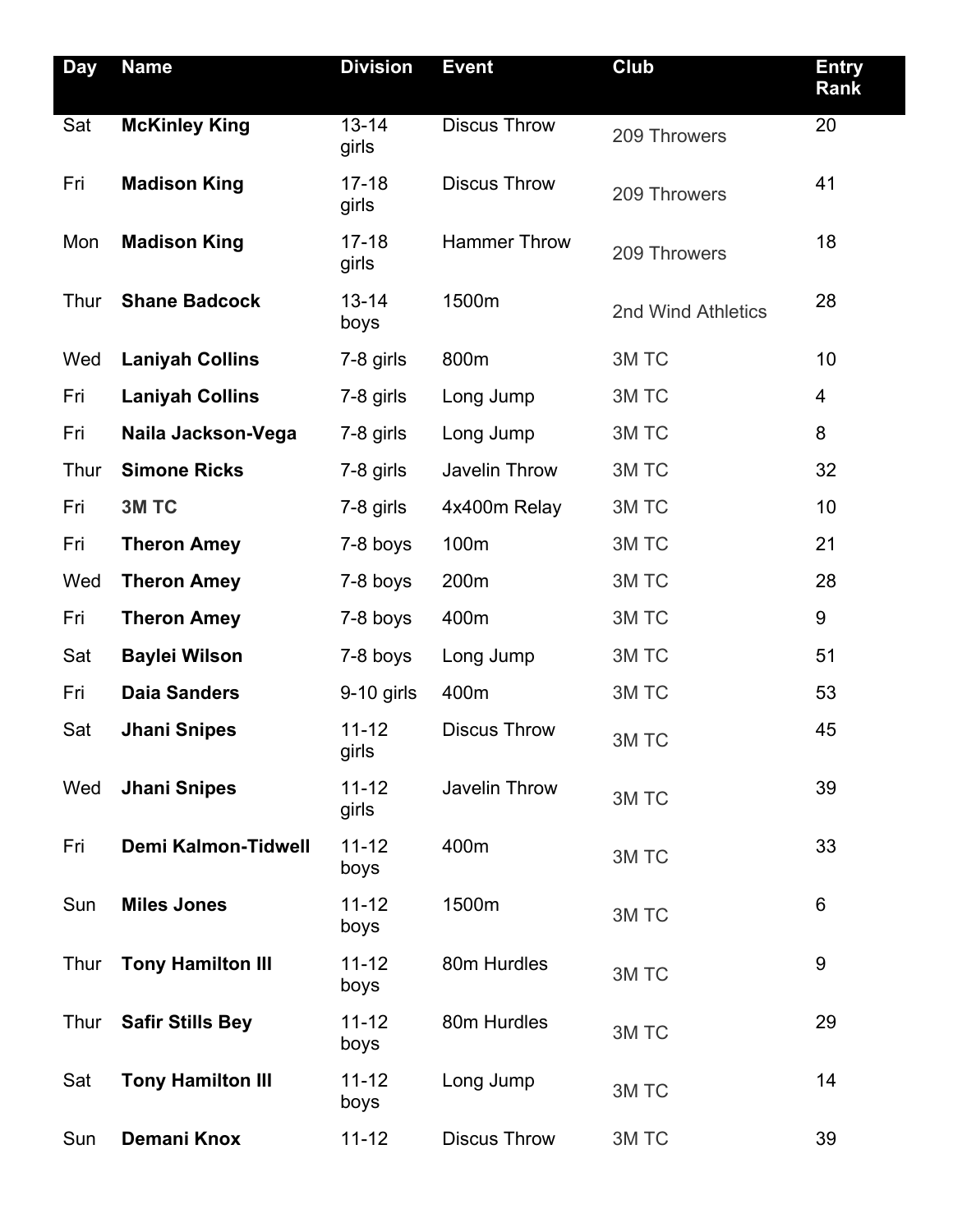| Day | Name | Division | Event | Club | Entry Rank |
| --- | --- | --- | --- | --- | --- |
| Sat | **McKinley King** | 13-14 girls | Discus Throw | 209 Throwers | 20 |
| Fri | **Madison King** | 17-18 girls | Discus Throw | 209 Throwers | 41 |
| Mon | **Madison King** | 17-18 girls | Hammer Throw | 209 Throwers | 18 |
| Thur | **Shane Badcock** | 13-14 boys | 1500m | 2nd Wind Athletics | 28 |
| Wed | **Laniyah Collins** | 7-8 girls | 800m | 3M TC | 10 |
| Fri | **Laniyah Collins** | 7-8 girls | Long Jump | 3M TC | 4 |
| Fri | **Naila Jackson-Vega** | 7-8 girls | Long Jump | 3M TC | 8 |
| Thur | **Simone Ricks** | 7-8 girls | Javelin Throw | 3M TC | 32 |
| Fri | **3M TC** | 7-8 girls | 4x400m Relay | 3M TC | 10 |
| Fri | **Theron Amey** | 7-8 boys | 100m | 3M TC | 21 |
| Wed | **Theron Amey** | 7-8 boys | 200m | 3M TC | 28 |
| Fri | **Theron Amey** | 7-8 boys | 400m | 3M TC | 9 |
| Sat | **Baylei Wilson** | 7-8 boys | Long Jump | 3M TC | 51 |
| Fri | **Daia Sanders** | 9-10 girls | 400m | 3M TC | 53 |
| Sat | **Jhani Snipes** | 11-12 girls | Discus Throw | 3M TC | 45 |
| Wed | **Jhani Snipes** | 11-12 girls | Javelin Throw | 3M TC | 39 |
| Fri | **Demi Kalmon-Tidwell** | 11-12 boys | 400m | 3M TC | 33 |
| Sun | **Miles Jones** | 11-12 boys | 1500m | 3M TC | 6 |
| Thur | **Tony Hamilton III** | 11-12 boys | 80m Hurdles | 3M TC | 9 |
| Thur | **Safir Stills Bey** | 11-12 boys | 80m Hurdles | 3M TC | 29 |
| Sat | **Tony Hamilton III** | 11-12 boys | Long Jump | 3M TC | 14 |
| Sun | **Demani Knox** | 11-12 | Discus Throw | 3M TC | 39 |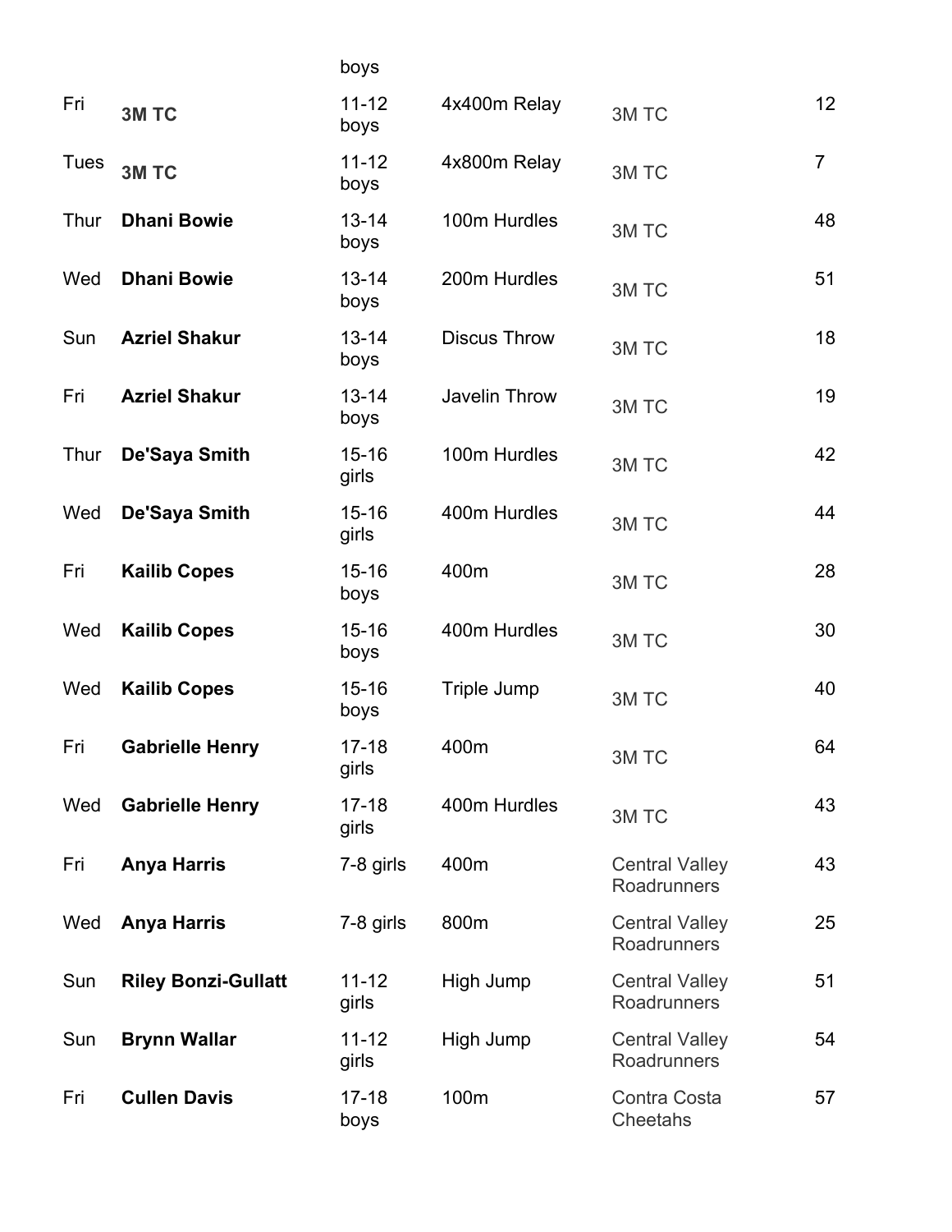| | | boys | | | |
|---|---|---|---|---|---|
| Fri | **3M TC** | 11-12 boys | 4x400m Relay | 3M TC | 12 |
| Tues | **3M TC** | 11-12 boys | 4x800m Relay | 3M TC | 7 |
| Thur | **Dhani Bowie** | 13-14 boys | 100m Hurdles | 3M TC | 48 |
| Wed | **Dhani Bowie** | 13-14 boys | 200m Hurdles | 3M TC | 51 |
| Sun | **Azriel Shakur** | 13-14 boys | Discus Throw | 3M TC | 18 |
| Fri | **Azriel Shakur** | 13-14 boys | Javelin Throw | 3M TC | 19 |
| Thur | **De'Saya Smith** | 15-16 girls | 100m Hurdles | 3M TC | 42 |
| Wed | **De'Saya Smith** | 15-16 girls | 400m Hurdles | 3M TC | 44 |
| Fri | **Kailib Copes** | 15-16 boys | 400m | 3M TC | 28 |
| Wed | **Kailib Copes** | 15-16 boys | 400m Hurdles | 3M TC | 30 |
| Wed | **Kailib Copes** | 15-16 boys | Triple Jump | 3M TC | 40 |
| Fri | **Gabrielle Henry** | 17-18 girls | 400m | 3M TC | 64 |
| Wed | **Gabrielle Henry** | 17-18 girls | 400m Hurdles | 3M TC | 43 |
| Fri | **Anya Harris** | 7-8 girls | 400m | Central Valley Roadrunners | 43 |
| Wed | **Anya Harris** | 7-8 girls | 800m | Central Valley Roadrunners | 25 |
| Sun | **Riley Bonzi-Gullatt** | 11-12 girls | High Jump | Central Valley Roadrunners | 51 |
| Sun | **Brynn Wallar** | 11-12 girls | High Jump | Central Valley Roadrunners | 54 |
| Fri | **Cullen Davis** | 17-18 boys | 100m | Contra Costa Cheetahs | 57 |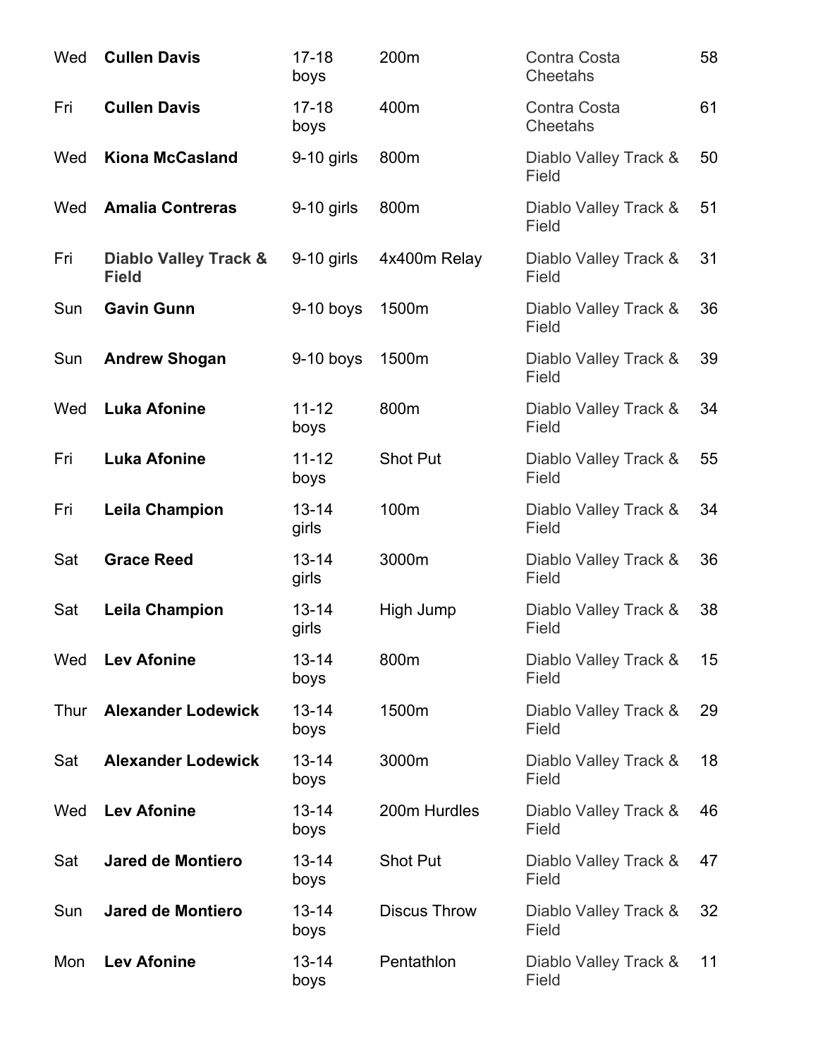| | | | | | |
|---|---|---|---|---|---|
| Wed | **Cullen Davis** | 17-18 boys | 200m | Contra Costa Cheetahs | 58 |
| Fri | **Cullen Davis** | 17-18 boys | 400m | Contra Costa Cheetahs | 61 |
| Wed | **Kiona McCasland** | 9-10 girls | 800m | Diablo Valley Track & Field | 50 |
| Wed | **Amalia Contreras** | 9-10 girls | 800m | Diablo Valley Track & Field | 51 |
| Fri | **Diablo Valley Track & Field** | 9-10 girls | 4x400m Relay | Diablo Valley Track & Field | 31 |
| Sun | **Gavin Gunn** | 9-10 boys | 1500m | Diablo Valley Track & Field | 36 |
| Sun | **Andrew Shogan** | 9-10 boys | 1500m | Diablo Valley Track & Field | 39 |
| Wed | **Luka Afonine** | 11-12 boys | 800m | Diablo Valley Track & Field | 34 |
| Fri | **Luka Afonine** | 11-12 boys | Shot Put | Diablo Valley Track & Field | 55 |
| Fri | **Leila Champion** | 13-14 girls | 100m | Diablo Valley Track & Field | 34 |
| Sat | **Grace Reed** | 13-14 girls | 3000m | Diablo Valley Track & Field | 36 |
| Sat | **Leila Champion** | 13-14 girls | High Jump | Diablo Valley Track & Field | 38 |
| Wed | **Lev Afonine** | 13-14 boys | 800m | Diablo Valley Track & Field | 15 |
| Thur | **Alexander Lodewick** | 13-14 boys | 1500m | Diablo Valley Track & Field | 29 |
| Sat | **Alexander Lodewick** | 13-14 boys | 3000m | Diablo Valley Track & Field | 18 |
| Wed | **Lev Afonine** | 13-14 boys | 200m Hurdles | Diablo Valley Track & Field | 46 |
| Sat | **Jared de Montiero** | 13-14 boys | Shot Put | Diablo Valley Track & Field | 47 |
| Sun | **Jared de Montiero** | 13-14 boys | Discus Throw | Diablo Valley Track & Field | 32 |
| Mon | **Lev Afonine** | 13-14 boys | Pentathlon | Diablo Valley Track & Field | 11 |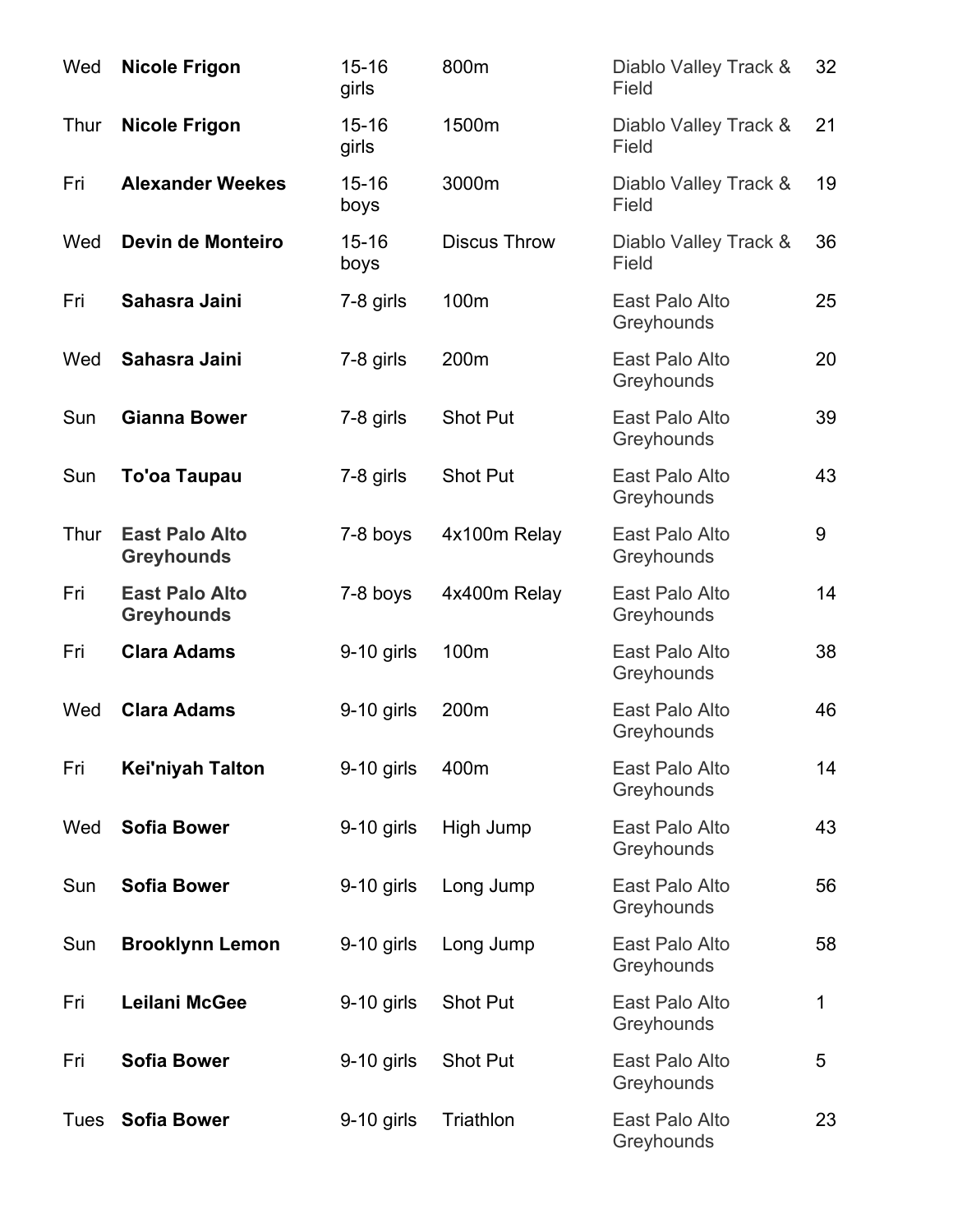| | | | | | |
|---|---|---|---|---|---|
| Wed | **Nicole Frigon** | 15-16 girls | 800m | Diablo Valley Track & Field | 32 |
| Thur | **Nicole Frigon** | 15-16 girls | 1500m | Diablo Valley Track & Field | 21 |
| Fri | **Alexander Weekes** | 15-16 boys | 3000m | Diablo Valley Track & Field | 19 |
| Wed | **Devin de Monteiro** | 15-16 boys | Discus Throw | Diablo Valley Track & Field | 36 |
| Fri | **Sahasra Jaini** | 7-8 girls | 100m | East Palo Alto Greyhounds | 25 |
| Wed | **Sahasra Jaini** | 7-8 girls | 200m | East Palo Alto Greyhounds | 20 |
| Sun | **Gianna Bower** | 7-8 girls | Shot Put | East Palo Alto Greyhounds | 39 |
| Sun | **To'oa Taupau** | 7-8 girls | Shot Put | East Palo Alto Greyhounds | 43 |
| Thur | **East Palo Alto Greyhounds** | 7-8 boys | 4x100m Relay | East Palo Alto Greyhounds | 9 |
| Fri | **East Palo Alto Greyhounds** | 7-8 boys | 4x400m Relay | East Palo Alto Greyhounds | 14 |
| Fri | **Clara Adams** | 9-10 girls | 100m | East Palo Alto Greyhounds | 38 |
| Wed | **Clara Adams** | 9-10 girls | 200m | East Palo Alto Greyhounds | 46 |
| Fri | **Kei'niyah Talton** | 9-10 girls | 400m | East Palo Alto Greyhounds | 14 |
| Wed | **Sofia Bower** | 9-10 girls | High Jump | East Palo Alto Greyhounds | 43 |
| Sun | **Sofia Bower** | 9-10 girls | Long Jump | East Palo Alto Greyhounds | 56 |
| Sun | **Brooklynn Lemon** | 9-10 girls | Long Jump | East Palo Alto Greyhounds | 58 |
| Fri | **Leilani McGee** | 9-10 girls | Shot Put | East Palo Alto Greyhounds | 1 |
| Fri | **Sofia Bower** | 9-10 girls | Shot Put | East Palo Alto Greyhounds | 5 |
| Tues | **Sofia Bower** | 9-10 girls | Triathlon | East Palo Alto Greyhounds | 23 |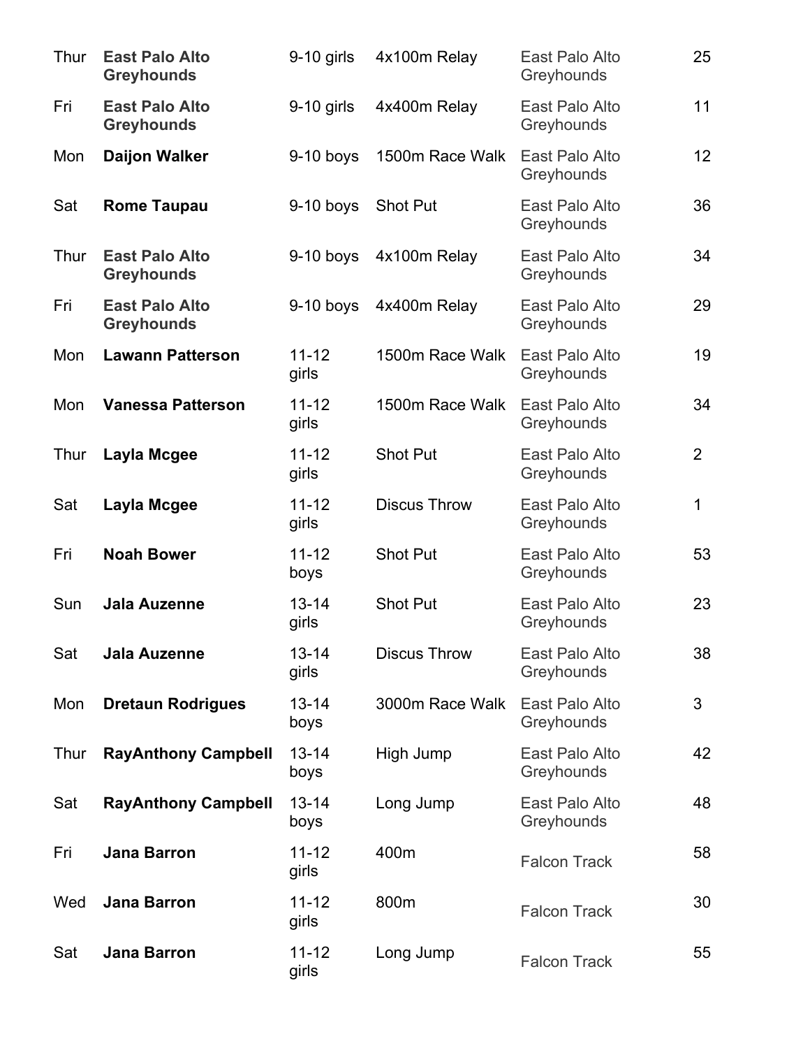| Thur | **East Palo Alto Greyhounds** | 9-10 girls | 4x100m Relay | East Palo Alto Greyhounds | 25 |
|---|---|---|---|---|---|
| Fri | **East Palo Alto Greyhounds** | 9-10 girls | 4x400m Relay | East Palo Alto Greyhounds | 11 |
| Mon | **Daijon Walker** | 9-10 boys | 1500m Race Walk | East Palo Alto Greyhounds | 12 |
| Sat | **Rome Taupau** | 9-10 boys | Shot Put | East Palo Alto Greyhounds | 36 |
| Thur | **East Palo Alto Greyhounds** | 9-10 boys | 4x100m Relay | East Palo Alto Greyhounds | 34 |
| Fri | **East Palo Alto Greyhounds** | 9-10 boys | 4x400m Relay | East Palo Alto Greyhounds | 29 |
| Mon | **Lawann Patterson** | 11-12 girls | 1500m Race Walk | East Palo Alto Greyhounds | 19 |
| Mon | **Vanessa Patterson** | 11-12 girls | 1500m Race Walk | East Palo Alto Greyhounds | 34 |
| Thur | **Layla Mcgee** | 11-12 girls | Shot Put | East Palo Alto Greyhounds | 2 |
| Sat | **Layla Mcgee** | 11-12 girls | Discus Throw | East Palo Alto Greyhounds | 1 |
| Fri | **Noah Bower** | 11-12 boys | Shot Put | East Palo Alto Greyhounds | 53 |
| Sun | **Jala Auzenne** | 13-14 girls | Shot Put | East Palo Alto Greyhounds | 23 |
| Sat | **Jala Auzenne** | 13-14 girls | Discus Throw | East Palo Alto Greyhounds | 38 |
| Mon | **Dretaun Rodrigues** | 13-14 boys | 3000m Race Walk | East Palo Alto Greyhounds | 3 |
| Thur | **RayAnthony Campbell** | 13-14 boys | High Jump | East Palo Alto Greyhounds | 42 |
| Sat | **RayAnthony Campbell** | 13-14 boys | Long Jump | East Palo Alto Greyhounds | 48 |
| Fri | **Jana Barron** | 11-12 girls | 400m | Falcon Track | 58 |
| Wed | **Jana Barron** | 11-12 girls | 800m | Falcon Track | 30 |
| Sat | **Jana Barron** | 11-12 girls | Long Jump | Falcon Track | 55 |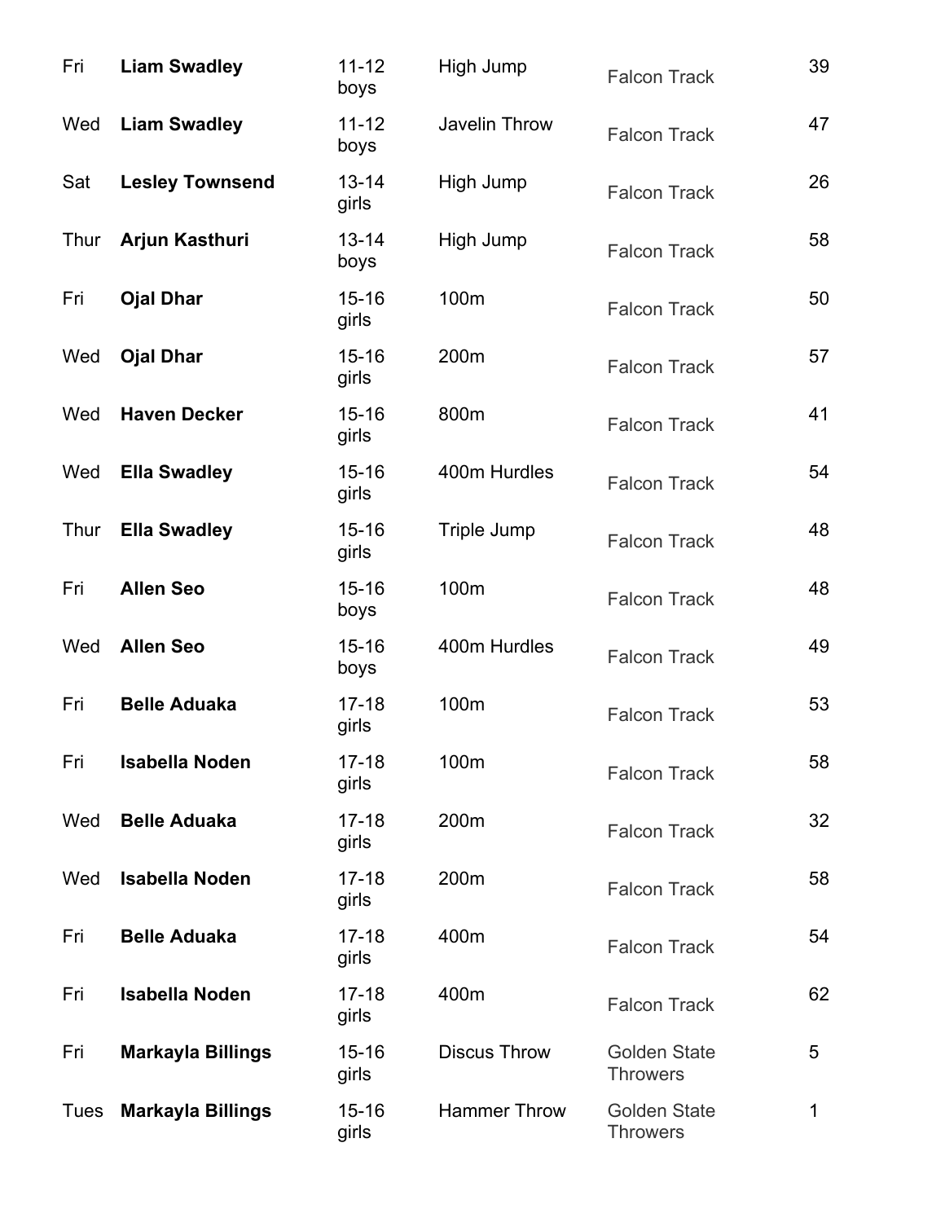| | | | | | |
|---|---|---|---|---|---|
| Fri | **Liam Swadley** | 11-12 boys | High Jump | Falcon Track | 39 |
| Wed | **Liam Swadley** | 11-12 boys | Javelin Throw | Falcon Track | 47 |
| Sat | **Lesley Townsend** | 13-14 girls | High Jump | Falcon Track | 26 |
| Thur | **Arjun Kasthuri** | 13-14 boys | High Jump | Falcon Track | 58 |
| Fri | **Ojal Dhar** | 15-16 girls | 100m | Falcon Track | 50 |
| Wed | **Ojal Dhar** | 15-16 girls | 200m | Falcon Track | 57 |
| Wed | **Haven Decker** | 15-16 girls | 800m | Falcon Track | 41 |
| Wed | **Ella Swadley** | 15-16 girls | 400m Hurdles | Falcon Track | 54 |
| Thur | **Ella Swadley** | 15-16 girls | Triple Jump | Falcon Track | 48 |
| Fri | **Allen Seo** | 15-16 boys | 100m | Falcon Track | 48 |
| Wed | **Allen Seo** | 15-16 boys | 400m Hurdles | Falcon Track | 49 |
| Fri | **Belle Aduaka** | 17-18 girls | 100m | Falcon Track | 53 |
| Fri | **Isabella Noden** | 17-18 girls | 100m | Falcon Track | 58 |
| Wed | **Belle Aduaka** | 17-18 girls | 200m | Falcon Track | 32 |
| Wed | **Isabella Noden** | 17-18 girls | 200m | Falcon Track | 58 |
| Fri | **Belle Aduaka** | 17-18 girls | 400m | Falcon Track | 54 |
| Fri | **Isabella Noden** | 17-18 girls | 400m | Falcon Track | 62 |
| Fri | **Markayla Billings** | 15-16 girls | Discus Throw | Golden State Throwers | 5 |
| Tues | **Markayla Billings** | 15-16 girls | Hammer Throw | Golden State Throwers | 1 |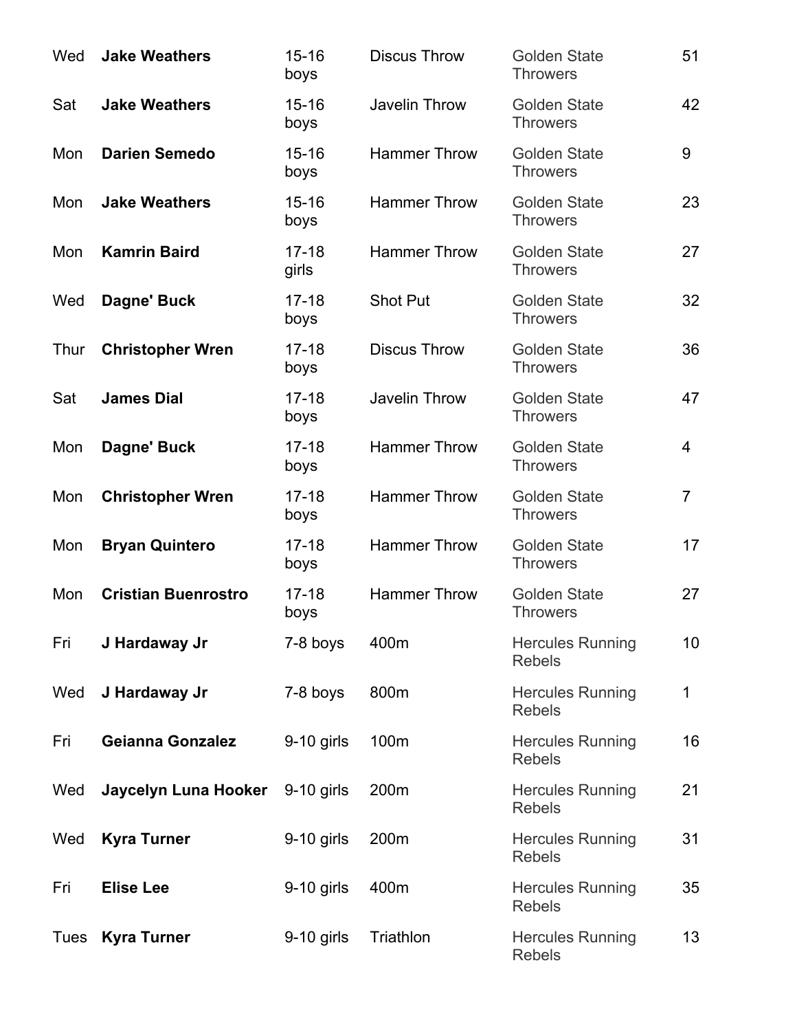| | | | | | |
|---|---|---|---|---|---|
| Wed | **Jake Weathers** | 15-16 boys | Discus Throw | Golden State Throwers | 51 |
| Sat | **Jake Weathers** | 15-16 boys | Javelin Throw | Golden State Throwers | 42 |
| Mon | **Darien Semedo** | 15-16 boys | Hammer Throw | Golden State Throwers | 9 |
| Mon | **Jake Weathers** | 15-16 boys | Hammer Throw | Golden State Throwers | 23 |
| Mon | **Kamrin Baird** | 17-18 girls | Hammer Throw | Golden State Throwers | 27 |
| Wed | **Dagne' Buck** | 17-18 boys | Shot Put | Golden State Throwers | 32 |
| Thur | **Christopher Wren** | 17-18 boys | Discus Throw | Golden State Throwers | 36 |
| Sat | **James Dial** | 17-18 boys | Javelin Throw | Golden State Throwers | 47 |
| Mon | **Dagne' Buck** | 17-18 boys | Hammer Throw | Golden State Throwers | 4 |
| Mon | **Christopher Wren** | 17-18 boys | Hammer Throw | Golden State Throwers | 7 |
| Mon | **Bryan Quintero** | 17-18 boys | Hammer Throw | Golden State Throwers | 17 |
| Mon | **Cristian Buenrostro** | 17-18 boys | Hammer Throw | Golden State Throwers | 27 |
| Fri | **J Hardaway Jr** | 7-8 boys | 400m | Hercules Running Rebels | 10 |
| Wed | **J Hardaway Jr** | 7-8 boys | 800m | Hercules Running Rebels | 1 |
| Fri | **Geianna Gonzalez** | 9-10 girls | 100m | Hercules Running Rebels | 16 |
| Wed | **Jaycelyn Luna Hooker** | 9-10 girls | 200m | Hercules Running Rebels | 21 |
| Wed | **Kyra Turner** | 9-10 girls | 200m | Hercules Running Rebels | 31 |
| Fri | **Elise Lee** | 9-10 girls | 400m | Hercules Running Rebels | 35 |
| Tues | **Kyra Turner** | 9-10 girls | Triathlon | Hercules Running Rebels | 13 |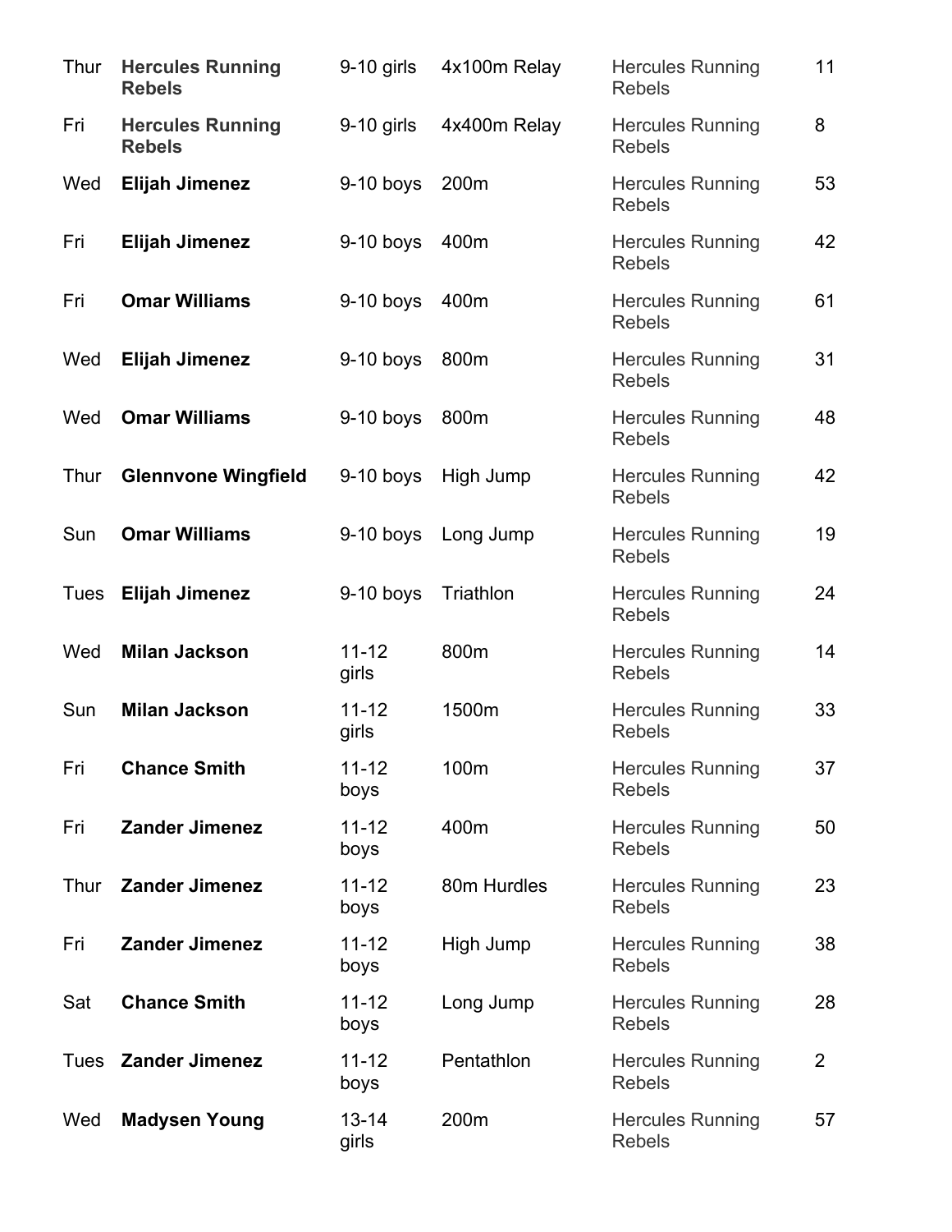| | | | | | |
|---|---|---|---|---|---|
| Thur | **Hercules Running Rebels** | 9-10 girls | 4x100m Relay | Hercules Running Rebels | 11 |
| Fri | **Hercules Running Rebels** | 9-10 girls | 4x400m Relay | Hercules Running Rebels | 8 |
| Wed | **Elijah Jimenez** | 9-10 boys | 200m | Hercules Running Rebels | 53 |
| Fri | **Elijah Jimenez** | 9-10 boys | 400m | Hercules Running Rebels | 42 |
| Fri | **Omar Williams** | 9-10 boys | 400m | Hercules Running Rebels | 61 |
| Wed | **Elijah Jimenez** | 9-10 boys | 800m | Hercules Running Rebels | 31 |
| Wed | **Omar Williams** | 9-10 boys | 800m | Hercules Running Rebels | 48 |
| Thur | **Glennvone Wingfield** | 9-10 boys | High Jump | Hercules Running Rebels | 42 |
| Sun | **Omar Williams** | 9-10 boys | Long Jump | Hercules Running Rebels | 19 |
| Tues | **Elijah Jimenez** | 9-10 boys | Triathlon | Hercules Running Rebels | 24 |
| Wed | **Milan Jackson** | 11-12 girls | 800m | Hercules Running Rebels | 14 |
| Sun | **Milan Jackson** | 11-12 girls | 1500m | Hercules Running Rebels | 33 |
| Fri | **Chance Smith** | 11-12 boys | 100m | Hercules Running Rebels | 37 |
| Fri | **Zander Jimenez** | 11-12 boys | 400m | Hercules Running Rebels | 50 |
| Thur | **Zander Jimenez** | 11-12 boys | 80m Hurdles | Hercules Running Rebels | 23 |
| Fri | **Zander Jimenez** | 11-12 boys | High Jump | Hercules Running Rebels | 38 |
| Sat | **Chance Smith** | 11-12 boys | Long Jump | Hercules Running Rebels | 28 |
| Tues | **Zander Jimenez** | 11-12 boys | Pentathlon | Hercules Running Rebels | 2 |
| Wed | **Madysen Young** | 13-14 girls | 200m | Hercules Running Rebels | 57 |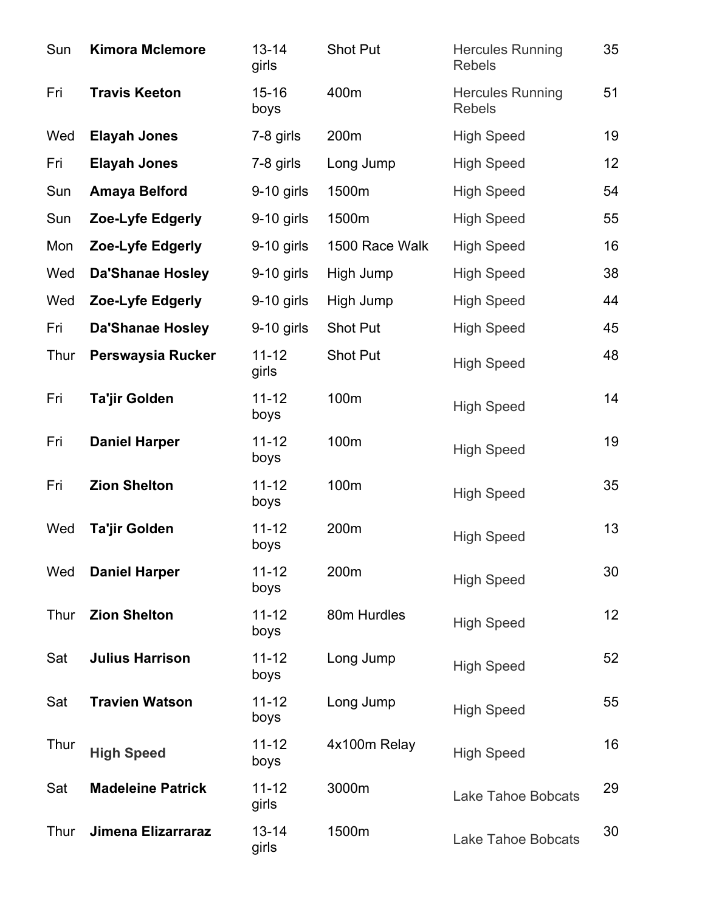| | | | | | |
|---|---|---|---|---|---|
| Sun | **Kimora Mclemore** | 13-14 girls | Shot Put | Hercules Running Rebels | 35 |
| Fri | **Travis Keeton** | 15-16 boys | 400m | Hercules Running Rebels | 51 |
| Wed | **Elayah Jones** | 7-8 girls | 200m | High Speed | 19 |
| Fri | **Elayah Jones** | 7-8 girls | Long Jump | High Speed | 12 |
| Sun | **Amaya Belford** | 9-10 girls | 1500m | High Speed | 54 |
| Sun | **Zoe-Lyfe Edgerly** | 9-10 girls | 1500m | High Speed | 55 |
| Mon | **Zoe-Lyfe Edgerly** | 9-10 girls | 1500 Race Walk | High Speed | 16 |
| Wed | **Da'Shanae Hosley** | 9-10 girls | High Jump | High Speed | 38 |
| Wed | **Zoe-Lyfe Edgerly** | 9-10 girls | High Jump | High Speed | 44 |
| Fri | **Da'Shanae Hosley** | 9-10 girls | Shot Put | High Speed | 45 |
| Thur | **Perswaysia Rucker** | 11-12 girls | Shot Put | High Speed | 48 |
| Fri | **Ta'jir Golden** | 11-12 boys | 100m | High Speed | 14 |
| Fri | **Daniel Harper** | 11-12 boys | 100m | High Speed | 19 |
| Fri | **Zion Shelton** | 11-12 boys | 100m | High Speed | 35 |
| Wed | **Ta'jir Golden** | 11-12 boys | 200m | High Speed | 13 |
| Wed | **Daniel Harper** | 11-12 boys | 200m | High Speed | 30 |
| Thur | **Zion Shelton** | 11-12 boys | 80m Hurdles | High Speed | 12 |
| Sat | **Julius Harrison** | 11-12 boys | Long Jump | High Speed | 52 |
| Sat | **Travien Watson** | 11-12 boys | Long Jump | High Speed | 55 |
| Thur | **High Speed** | 11-12 boys | 4x100m Relay | High Speed | 16 |
| Sat | **Madeleine Patrick** | 11-12 girls | 3000m | Lake Tahoe Bobcats | 29 |
| Thur | **Jimena Elizarraraz** | 13-14 girls | 1500m | Lake Tahoe Bobcats | 30 |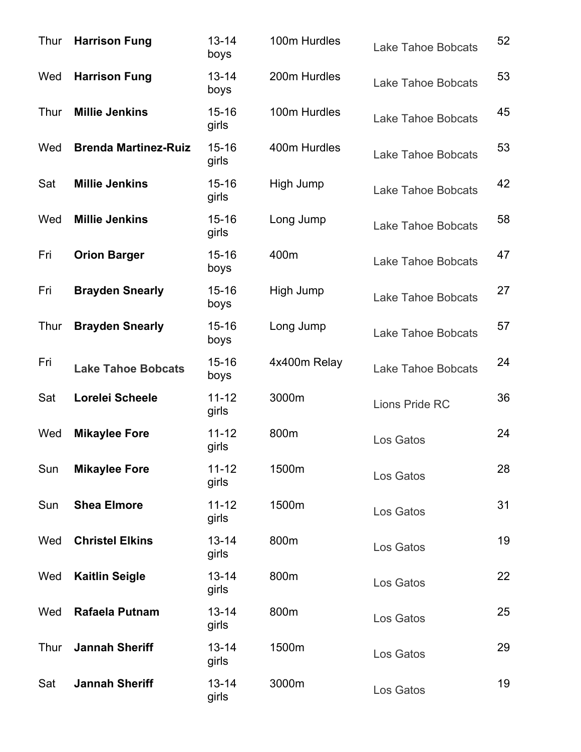| | | | | | |
|---|---|---|---|---|---|
| Thur | **Harrison Fung** | 13-14 boys | 100m Hurdles | Lake Tahoe Bobcats | 52 |
| Wed | **Harrison Fung** | 13-14 boys | 200m Hurdles | Lake Tahoe Bobcats | 53 |
| Thur | **Millie Jenkins** | 15-16 girls | 100m Hurdles | Lake Tahoe Bobcats | 45 |
| Wed | **Brenda Martinez-Ruiz** | 15-16 girls | 400m Hurdles | Lake Tahoe Bobcats | 53 |
| Sat | **Millie Jenkins** | 15-16 girls | High Jump | Lake Tahoe Bobcats | 42 |
| Wed | **Millie Jenkins** | 15-16 girls | Long Jump | Lake Tahoe Bobcats | 58 |
| Fri | **Orion Barger** | 15-16 boys | 400m | Lake Tahoe Bobcats | 47 |
| Fri | **Brayden Snearly** | 15-16 boys | High Jump | Lake Tahoe Bobcats | 27 |
| Thur | **Brayden Snearly** | 15-16 boys | Long Jump | Lake Tahoe Bobcats | 57 |
| Fri | **Lake Tahoe Bobcats** | 15-16 boys | 4x400m Relay | Lake Tahoe Bobcats | 24 |
| Sat | **Lorelei Scheele** | 11-12 girls | 3000m | Lions Pride RC | 36 |
| Wed | **Mikaylee Fore** | 11-12 girls | 800m | Los Gatos | 24 |
| Sun | **Mikaylee Fore** | 11-12 girls | 1500m | Los Gatos | 28 |
| Sun | **Shea Elmore** | 11-12 girls | 1500m | Los Gatos | 31 |
| Wed | **Christel Elkins** | 13-14 girls | 800m | Los Gatos | 19 |
| Wed | **Kaitlin Seigle** | 13-14 girls | 800m | Los Gatos | 22 |
| Wed | **Rafaela Putnam** | 13-14 girls | 800m | Los Gatos | 25 |
| Thur | **Jannah Sheriff** | 13-14 girls | 1500m | Los Gatos | 29 |
| Sat | **Jannah Sheriff** | 13-14 girls | 3000m | Los Gatos | 19 |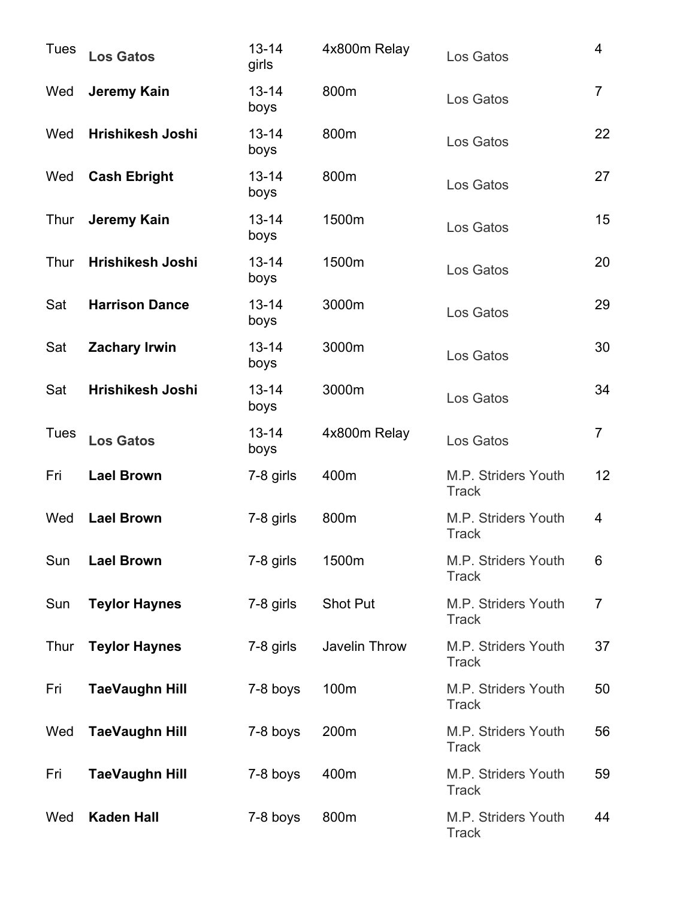| | | | | | |
|---|---|---|---|---|---|
| Tues | **Los Gatos** | 13-14 girls | 4x800m Relay | Los Gatos | 4 |
| Wed | **Jeremy Kain** | 13-14 boys | 800m | Los Gatos | 7 |
| Wed | **Hrishikesh Joshi** | 13-14 boys | 800m | Los Gatos | 22 |
| Wed | **Cash Ebright** | 13-14 boys | 800m | Los Gatos | 27 |
| Thur | **Jeremy Kain** | 13-14 boys | 1500m | Los Gatos | 15 |
| Thur | **Hrishikesh Joshi** | 13-14 boys | 1500m | Los Gatos | 20 |
| Sat | **Harrison Dance** | 13-14 boys | 3000m | Los Gatos | 29 |
| Sat | **Zachary Irwin** | 13-14 boys | 3000m | Los Gatos | 30 |
| Sat | **Hrishikesh Joshi** | 13-14 boys | 3000m | Los Gatos | 34 |
| Tues | **Los Gatos** | 13-14 boys | 4x800m Relay | Los Gatos | 7 |
| Fri | **Lael Brown** | 7-8 girls | 400m | M.P. Striders Youth Track | 12 |
| Wed | **Lael Brown** | 7-8 girls | 800m | M.P. Striders Youth Track | 4 |
| Sun | **Lael Brown** | 7-8 girls | 1500m | M.P. Striders Youth Track | 6 |
| Sun | **Teylor Haynes** | 7-8 girls | Shot Put | M.P. Striders Youth Track | 7 |
| Thur | **Teylor Haynes** | 7-8 girls | Javelin Throw | M.P. Striders Youth Track | 37 |
| Fri | **TaeVaughn Hill** | 7-8 boys | 100m | M.P. Striders Youth Track | 50 |
| Wed | **TaeVaughn Hill** | 7-8 boys | 200m | M.P. Striders Youth Track | 56 |
| Fri | **TaeVaughn Hill** | 7-8 boys | 400m | M.P. Striders Youth Track | 59 |
| Wed | **Kaden Hall** | 7-8 boys | 800m | M.P. Striders Youth Track | 44 |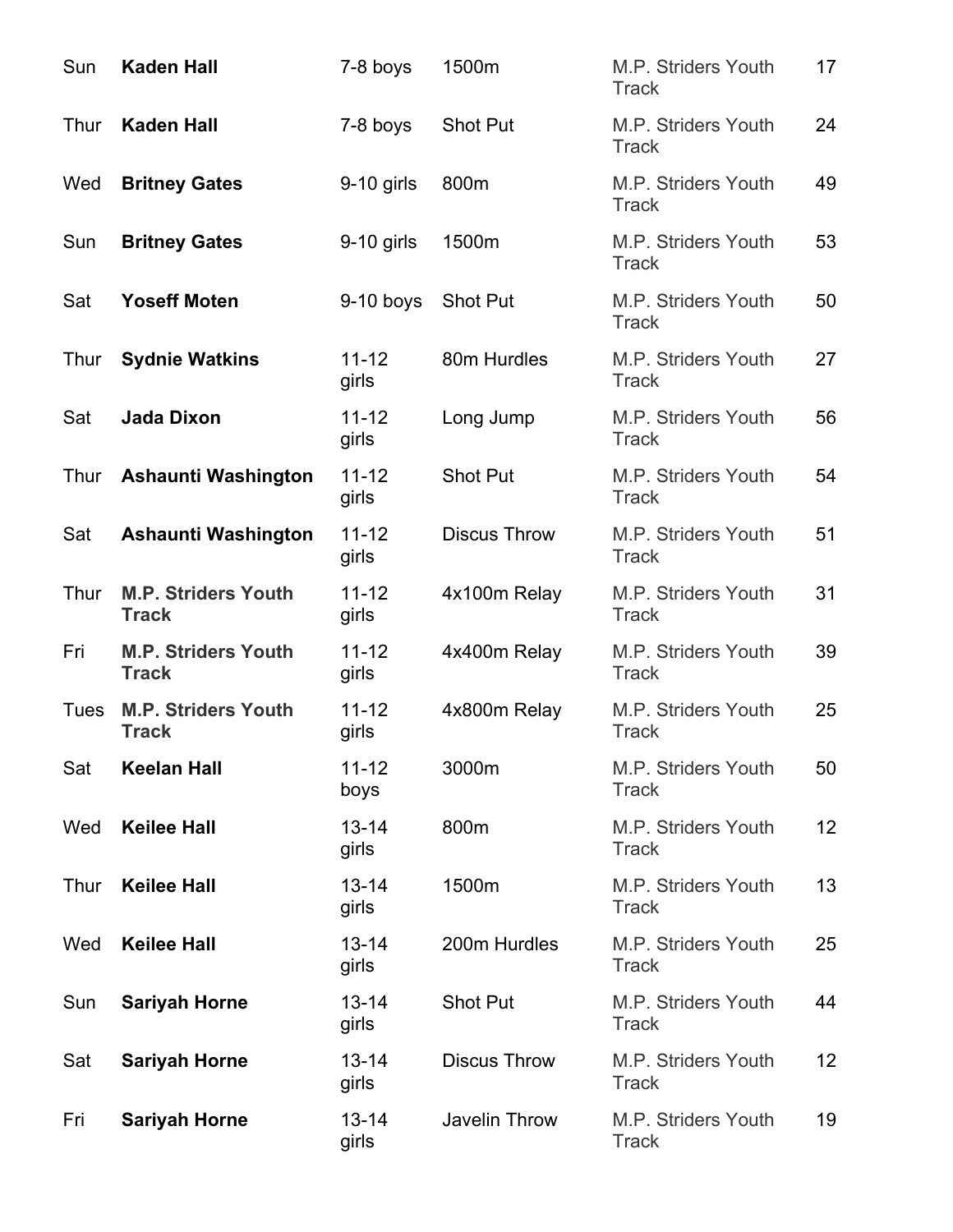| | | | | | |
|---|---|---|---|---|---|
| Sun | **Kaden Hall** | 7-8 boys | 1500m | M.P. Striders Youth Track | 17 |
| Thur | **Kaden Hall** | 7-8 boys | Shot Put | M.P. Striders Youth Track | 24 |
| Wed | **Britney Gates** | 9-10 girls | 800m | M.P. Striders Youth Track | 49 |
| Sun | **Britney Gates** | 9-10 girls | 1500m | M.P. Striders Youth Track | 53 |
| Sat | **Yoseff Moten** | 9-10 boys | Shot Put | M.P. Striders Youth Track | 50 |
| Thur | **Sydnie Watkins** | 11-12 girls | 80m Hurdles | M.P. Striders Youth Track | 27 |
| Sat | **Jada Dixon** | 11-12 girls | Long Jump | M.P. Striders Youth Track | 56 |
| Thur | **Ashaunti Washington** | 11-12 girls | Shot Put | M.P. Striders Youth Track | 54 |
| Sat | **Ashaunti Washington** | 11-12 girls | Discus Throw | M.P. Striders Youth Track | 51 |
| Thur | **M.P. Striders Youth Track** | 11-12 girls | 4x100m Relay | M.P. Striders Youth Track | 31 |
| Fri | **M.P. Striders Youth Track** | 11-12 girls | 4x400m Relay | M.P. Striders Youth Track | 39 |
| Tues | **M.P. Striders Youth Track** | 11-12 girls | 4x800m Relay | M.P. Striders Youth Track | 25 |
| Sat | **Keelan Hall** | 11-12 boys | 3000m | M.P. Striders Youth Track | 50 |
| Wed | **Keilee Hall** | 13-14 girls | 800m | M.P. Striders Youth Track | 12 |
| Thur | **Keilee Hall** | 13-14 girls | 1500m | M.P. Striders Youth Track | 13 |
| Wed | **Keilee Hall** | 13-14 girls | 200m Hurdles | M.P. Striders Youth Track | 25 |
| Sun | **Sariyah Horne** | 13-14 girls | Shot Put | M.P. Striders Youth Track | 44 |
| Sat | **Sariyah Horne** | 13-14 girls | Discus Throw | M.P. Striders Youth Track | 12 |
| Fri | **Sariyah Horne** | 13-14 girls | Javelin Throw | M.P. Striders Youth Track | 19 |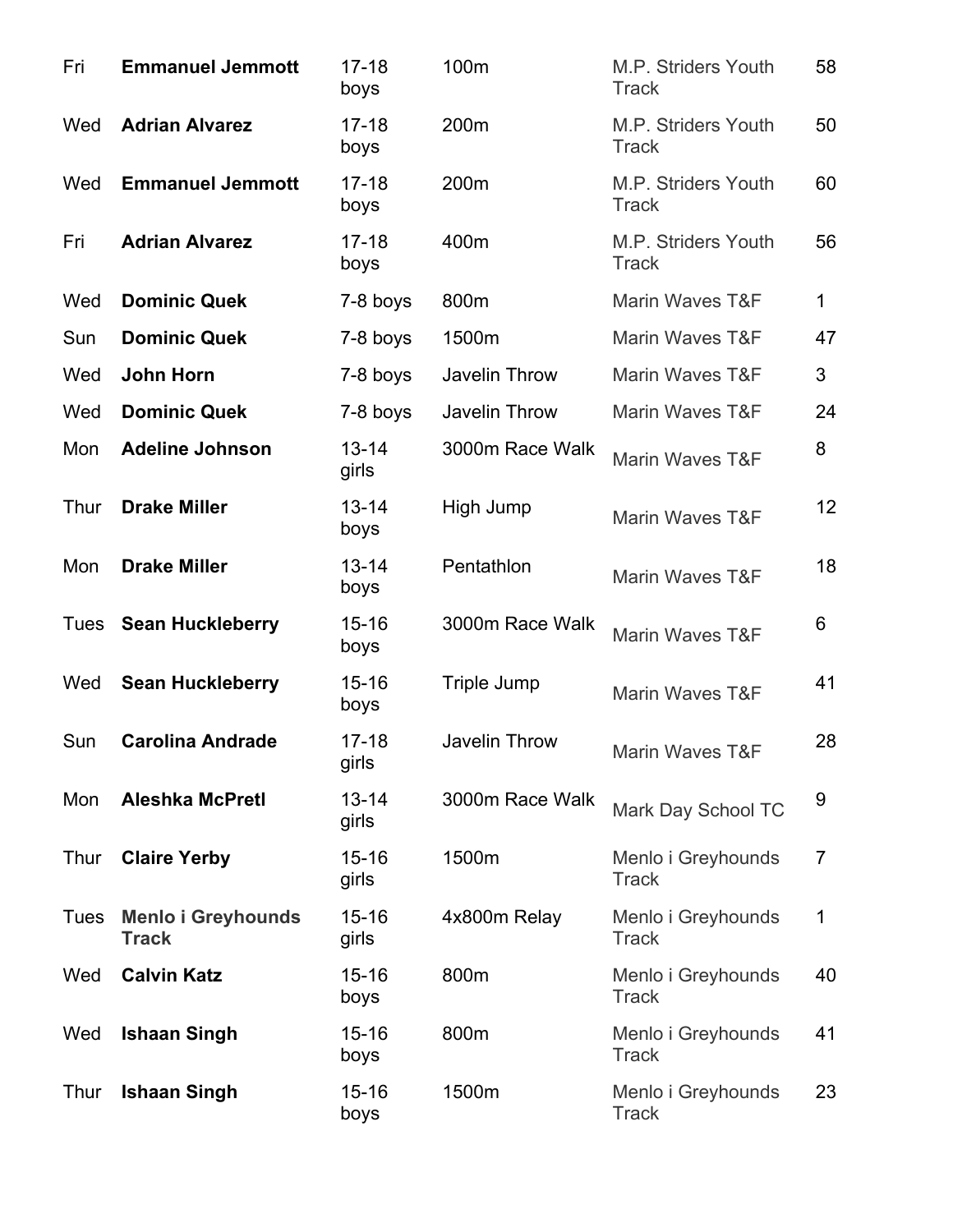| | | | | | |
|---|---|---|---|---|---|
| Fri | **Emmanuel Jemmott** | 17-18 boys | 100m | M.P. Striders Youth Track | 58 |
| Wed | **Adrian Alvarez** | 17-18 boys | 200m | M.P. Striders Youth Track | 50 |
| Wed | **Emmanuel Jemmott** | 17-18 boys | 200m | M.P. Striders Youth Track | 60 |
| Fri | **Adrian Alvarez** | 17-18 boys | 400m | M.P. Striders Youth Track | 56 |
| Wed | **Dominic Quek** | 7-8 boys | 800m | Marin Waves T&F | 1 |
| Sun | **Dominic Quek** | 7-8 boys | 1500m | Marin Waves T&F | 47 |
| Wed | **John Horn** | 7-8 boys | Javelin Throw | Marin Waves T&F | 3 |
| Wed | **Dominic Quek** | 7-8 boys | Javelin Throw | Marin Waves T&F | 24 |
| Mon | **Adeline Johnson** | 13-14 girls | 3000m Race Walk | Marin Waves T&F | 8 |
| Thur | **Drake Miller** | 13-14 boys | High Jump | Marin Waves T&F | 12 |
| Mon | **Drake Miller** | 13-14 boys | Pentathlon | Marin Waves T&F | 18 |
| Tues | **Sean Huckleberry** | 15-16 boys | 3000m Race Walk | Marin Waves T&F | 6 |
| Wed | **Sean Huckleberry** | 15-16 boys | Triple Jump | Marin Waves T&F | 41 |
| Sun | **Carolina Andrade** | 17-18 girls | Javelin Throw | Marin Waves T&F | 28 |
| Mon | **Aleshka McPretl** | 13-14 girls | 3000m Race Walk | Mark Day School TC | 9 |
| Thur | **Claire Yerby** | 15-16 girls | 1500m | Menlo i Greyhounds Track | 7 |
| Tues | **Menlo i Greyhounds Track** | 15-16 girls | 4x800m Relay | Menlo i Greyhounds Track | 1 |
| Wed | **Calvin Katz** | 15-16 boys | 800m | Menlo i Greyhounds Track | 40 |
| Wed | **Ishaan Singh** | 15-16 boys | 800m | Menlo i Greyhounds Track | 41 |
| Thur | **Ishaan Singh** | 15-16 boys | 1500m | Menlo i Greyhounds Track | 23 |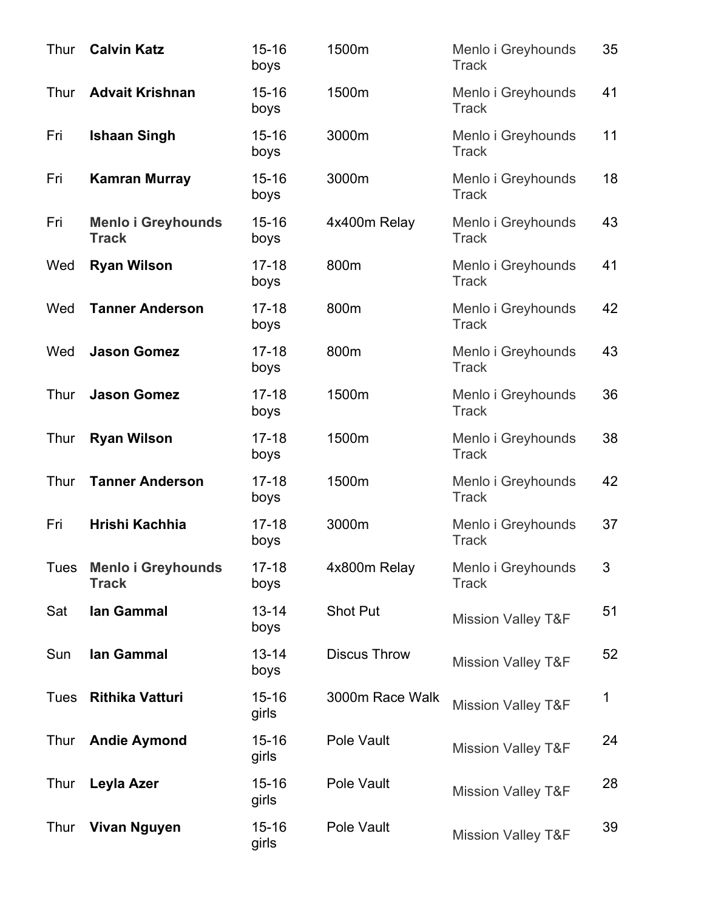| | | | | | |
|---|---|---|---|---|---|
| Thur | **Calvin Katz** | 15-16 boys | 1500m | Menlo i Greyhounds Track | 35 |
| Thur | **Advait Krishnan** | 15-16 boys | 1500m | Menlo i Greyhounds Track | 41 |
| Fri | **Ishaan Singh** | 15-16 boys | 3000m | Menlo i Greyhounds Track | 11 |
| Fri | **Kamran Murray** | 15-16 boys | 3000m | Menlo i Greyhounds Track | 18 |
| Fri | **Menlo i Greyhounds Track** | 15-16 boys | 4x400m Relay | Menlo i Greyhounds Track | 43 |
| Wed | **Ryan Wilson** | 17-18 boys | 800m | Menlo i Greyhounds Track | 41 |
| Wed | **Tanner Anderson** | 17-18 boys | 800m | Menlo i Greyhounds Track | 42 |
| Wed | **Jason Gomez** | 17-18 boys | 800m | Menlo i Greyhounds Track | 43 |
| Thur | **Jason Gomez** | 17-18 boys | 1500m | Menlo i Greyhounds Track | 36 |
| Thur | **Ryan Wilson** | 17-18 boys | 1500m | Menlo i Greyhounds Track | 38 |
| Thur | **Tanner Anderson** | 17-18 boys | 1500m | Menlo i Greyhounds Track | 42 |
| Fri | **Hrishi Kachhia** | 17-18 boys | 3000m | Menlo i Greyhounds Track | 37 |
| Tues | **Menlo i Greyhounds Track** | 17-18 boys | 4x800m Relay | Menlo i Greyhounds Track | 3 |
| Sat | **Ian Gammal** | 13-14 boys | Shot Put | Mission Valley T&F | 51 |
| Sun | **Ian Gammal** | 13-14 boys | Discus Throw | Mission Valley T&F | 52 |
| Tues | **Rithika Vatturi** | 15-16 girls | 3000m Race Walk | Mission Valley T&F | 1 |
| Thur | **Andie Aymond** | 15-16 girls | Pole Vault | Mission Valley T&F | 24 |
| Thur | **Leyla Azer** | 15-16 girls | Pole Vault | Mission Valley T&F | 28 |
| Thur | **Vivan Nguyen** | 15-16 girls | Pole Vault | Mission Valley T&F | 39 |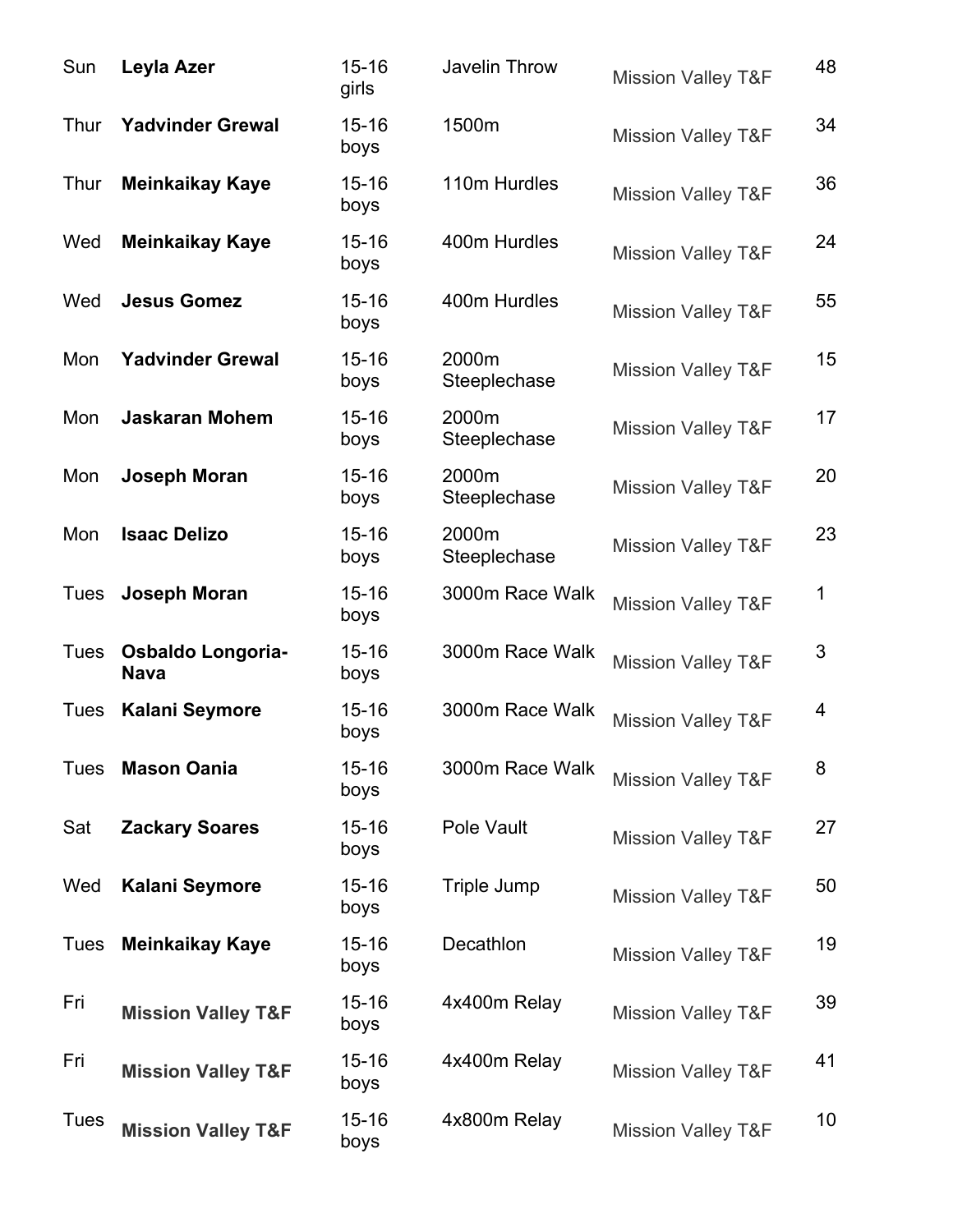| | | | | | |
|---|---|---|---|---|---|
| Sun | **Leyla Azer** | 15-16 girls | Javelin Throw | Mission Valley T&F | 48 |
| Thur | **Yadvinder Grewal** | 15-16 boys | 1500m | Mission Valley T&F | 34 |
| Thur | **Meinkaikay Kaye** | 15-16 boys | 110m Hurdles | Mission Valley T&F | 36 |
| Wed | **Meinkaikay Kaye** | 15-16 boys | 400m Hurdles | Mission Valley T&F | 24 |
| Wed | **Jesus Gomez** | 15-16 boys | 400m Hurdles | Mission Valley T&F | 55 |
| Mon | **Yadvinder Grewal** | 15-16 boys | 2000m Steeplechase | Mission Valley T&F | 15 |
| Mon | **Jaskaran Mohem** | 15-16 boys | 2000m Steeplechase | Mission Valley T&F | 17 |
| Mon | **Joseph Moran** | 15-16 boys | 2000m Steeplechase | Mission Valley T&F | 20 |
| Mon | **Isaac Delizo** | 15-16 boys | 2000m Steeplechase | Mission Valley T&F | 23 |
| Tues | **Joseph Moran** | 15-16 boys | 3000m Race Walk | Mission Valley T&F | 1 |
| Tues | **Osbaldo Longoria-Nava** | 15-16 boys | 3000m Race Walk | Mission Valley T&F | 3 |
| Tues | **Kalani Seymore** | 15-16 boys | 3000m Race Walk | Mission Valley T&F | 4 |
| Tues | **Mason Oania** | 15-16 boys | 3000m Race Walk | Mission Valley T&F | 8 |
| Sat | **Zackary Soares** | 15-16 boys | Pole Vault | Mission Valley T&F | 27 |
| Wed | **Kalani Seymore** | 15-16 boys | Triple Jump | Mission Valley T&F | 50 |
| Tues | **Meinkaikay Kaye** | 15-16 boys | Decathlon | Mission Valley T&F | 19 |
| Fri | **Mission Valley T&F** | 15-16 boys | 4x400m Relay | Mission Valley T&F | 39 |
| Fri | **Mission Valley T&F** | 15-16 boys | 4x400m Relay | Mission Valley T&F | 41 |
| Tues | **Mission Valley T&F** | 15-16 boys | 4x800m Relay | Mission Valley T&F | 10 |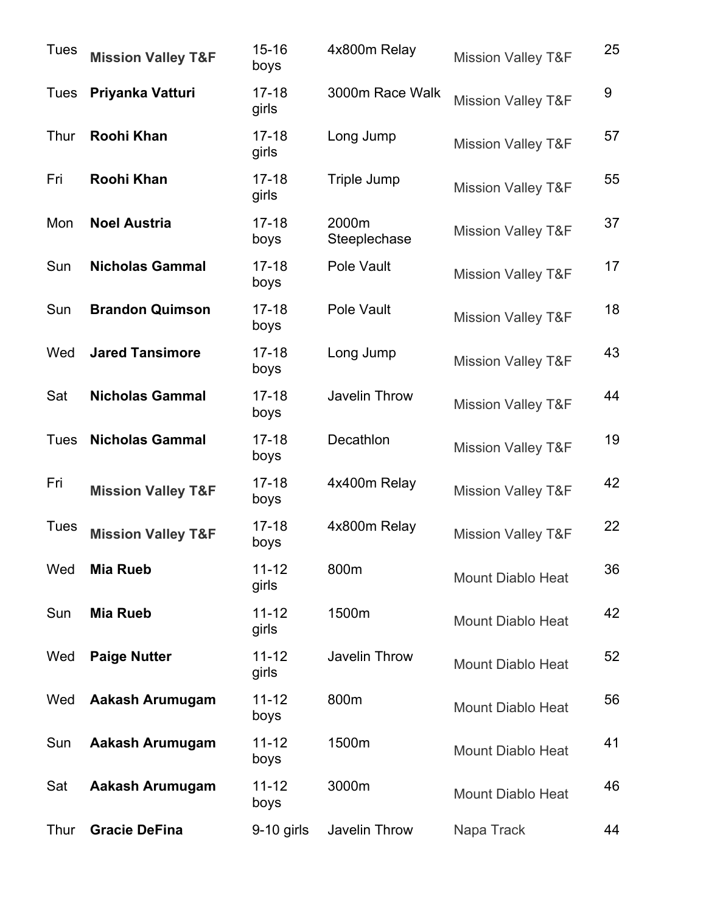| | | | | | |
|---|---|---|---|---|---|
| Tues | **Mission Valley T&F** | 15-16 boys | 4x800m Relay | Mission Valley T&F | 25 |
| Tues | **Priyanka Vatturi** | 17-18 girls | 3000m Race Walk | Mission Valley T&F | 9 |
| Thur | **Roohi Khan** | 17-18 girls | Long Jump | Mission Valley T&F | 57 |
| Fri | **Roohi Khan** | 17-18 girls | Triple Jump | Mission Valley T&F | 55 |
| Mon | **Noel Austria** | 17-18 boys | 2000m Steeplechase | Mission Valley T&F | 37 |
| Sun | **Nicholas Gammal** | 17-18 boys | Pole Vault | Mission Valley T&F | 17 |
| Sun | **Brandon Quimson** | 17-18 boys | Pole Vault | Mission Valley T&F | 18 |
| Wed | **Jared Tansimore** | 17-18 boys | Long Jump | Mission Valley T&F | 43 |
| Sat | **Nicholas Gammal** | 17-18 boys | Javelin Throw | Mission Valley T&F | 44 |
| Tues | **Nicholas Gammal** | 17-18 boys | Decathlon | Mission Valley T&F | 19 |
| Fri | **Mission Valley T&F** | 17-18 boys | 4x400m Relay | Mission Valley T&F | 42 |
| Tues | **Mission Valley T&F** | 17-18 boys | 4x800m Relay | Mission Valley T&F | 22 |
| Wed | **Mia Rueb** | 11-12 girls | 800m | Mount Diablo Heat | 36 |
| Sun | **Mia Rueb** | 11-12 girls | 1500m | Mount Diablo Heat | 42 |
| Wed | **Paige Nutter** | 11-12 girls | Javelin Throw | Mount Diablo Heat | 52 |
| Wed | **Aakash Arumugam** | 11-12 boys | 800m | Mount Diablo Heat | 56 |
| Sun | **Aakash Arumugam** | 11-12 boys | 1500m | Mount Diablo Heat | 41 |
| Sat | **Aakash Arumugam** | 11-12 boys | 3000m | Mount Diablo Heat | 46 |
| Thur | **Gracie DeFina** | 9-10 girls | Javelin Throw | Napa Track | 44 |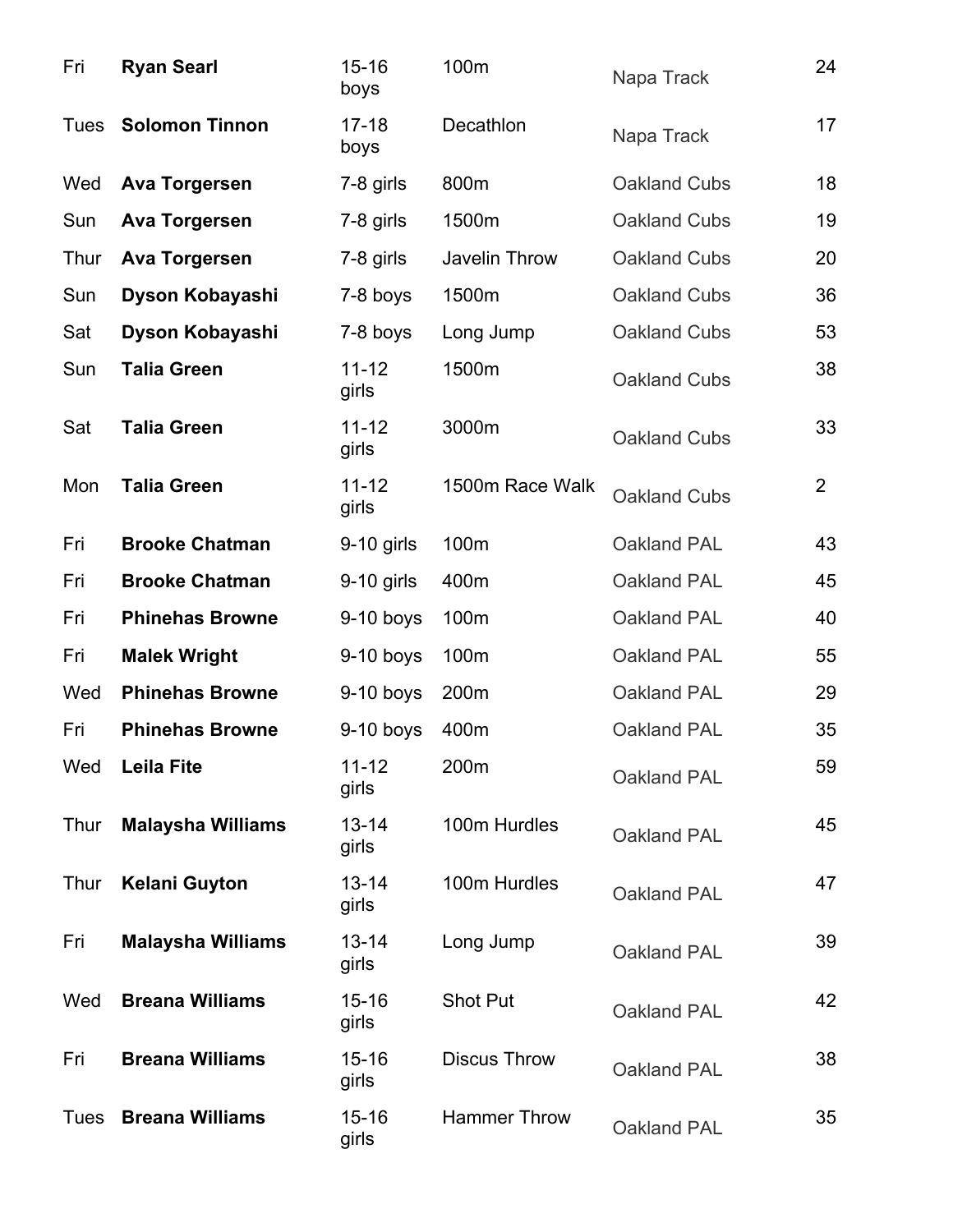| | | | | | |
|---|---|---|---|---|---|
| Fri | **Ryan Searl** | 15-16 boys | 100m | Napa Track | 24 |
| Tues | **Solomon Tinnon** | 17-18 boys | Decathlon | Napa Track | 17 |
| Wed | **Ava Torgersen** | 7-8 girls | 800m | Oakland Cubs | 18 |
| Sun | **Ava Torgersen** | 7-8 girls | 1500m | Oakland Cubs | 19 |
| Thur | **Ava Torgersen** | 7-8 girls | Javelin Throw | Oakland Cubs | 20 |
| Sun | **Dyson Kobayashi** | 7-8 boys | 1500m | Oakland Cubs | 36 |
| Sat | **Dyson Kobayashi** | 7-8 boys | Long Jump | Oakland Cubs | 53 |
| Sun | **Talia Green** | 11-12 girls | 1500m | Oakland Cubs | 38 |
| Sat | **Talia Green** | 11-12 girls | 3000m | Oakland Cubs | 33 |
| Mon | **Talia Green** | 11-12 girls | 1500m Race Walk | Oakland Cubs | 2 |
| Fri | **Brooke Chatman** | 9-10 girls | 100m | Oakland PAL | 43 |
| Fri | **Brooke Chatman** | 9-10 girls | 400m | Oakland PAL | 45 |
| Fri | **Phinehas Browne** | 9-10 boys | 100m | Oakland PAL | 40 |
| Fri | **Malek Wright** | 9-10 boys | 100m | Oakland PAL | 55 |
| Wed | **Phinehas Browne** | 9-10 boys | 200m | Oakland PAL | 29 |
| Fri | **Phinehas Browne** | 9-10 boys | 400m | Oakland PAL | 35 |
| Wed | **Leila Fite** | 11-12 girls | 200m | Oakland PAL | 59 |
| Thur | **Malaysha Williams** | 13-14 girls | 100m Hurdles | Oakland PAL | 45 |
| Thur | **Kelani Guyton** | 13-14 girls | 100m Hurdles | Oakland PAL | 47 |
| Fri | **Malaysha Williams** | 13-14 girls | Long Jump | Oakland PAL | 39 |
| Wed | **Breana Williams** | 15-16 girls | Shot Put | Oakland PAL | 42 |
| Fri | **Breana Williams** | 15-16 girls | Discus Throw | Oakland PAL | 38 |
| Tues | **Breana Williams** | 15-16 girls | Hammer Throw | Oakland PAL | 35 |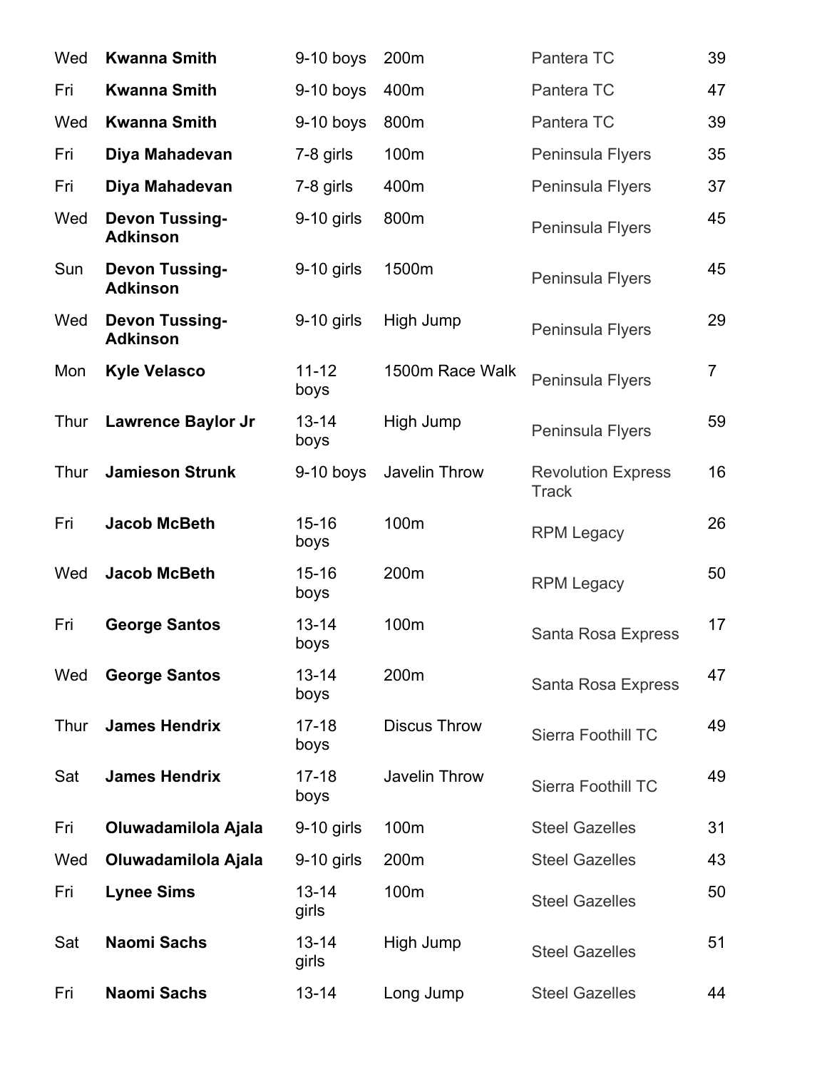| | | | | | |
|---|---|---|---|---|---|
| Wed | **Kwanna Smith** | 9-10 boys | 200m | Pantera TC | 39 |
| Fri | **Kwanna Smith** | 9-10 boys | 400m | Pantera TC | 47 |
| Wed | **Kwanna Smith** | 9-10 boys | 800m | Pantera TC | 39 |
| Fri | **Diya Mahadevan** | 7-8 girls | 100m | Peninsula Flyers | 35 |
| Fri | **Diya Mahadevan** | 7-8 girls | 400m | Peninsula Flyers | 37 |
| Wed | **Devon Tussing-Adkinson** | 9-10 girls | 800m | Peninsula Flyers | 45 |
| Sun | **Devon Tussing-Adkinson** | 9-10 girls | 1500m | Peninsula Flyers | 45 |
| Wed | **Devon Tussing-Adkinson** | 9-10 girls | High Jump | Peninsula Flyers | 29 |
| Mon | **Kyle Velasco** | 11-12 boys | 1500m Race Walk | Peninsula Flyers | 7 |
| Thur | **Lawrence Baylor Jr** | 13-14 boys | High Jump | Peninsula Flyers | 59 |
| Thur | **Jamieson Strunk** | 9-10 boys | Javelin Throw | Revolution Express Track | 16 |
| Fri | **Jacob McBeth** | 15-16 boys | 100m | RPM Legacy | 26 |
| Wed | **Jacob McBeth** | 15-16 boys | 200m | RPM Legacy | 50 |
| Fri | **George Santos** | 13-14 boys | 100m | Santa Rosa Express | 17 |
| Wed | **George Santos** | 13-14 boys | 200m | Santa Rosa Express | 47 |
| Thur | **James Hendrix** | 17-18 boys | Discus Throw | Sierra Foothill TC | 49 |
| Sat | **James Hendrix** | 17-18 boys | Javelin Throw | Sierra Foothill TC | 49 |
| Fri | **Oluwadamilola Ajala** | 9-10 girls | 100m | Steel Gazelles | 31 |
| Wed | **Oluwadamilola Ajala** | 9-10 girls | 200m | Steel Gazelles | 43 |
| Fri | **Lynee Sims** | 13-14 girls | 100m | Steel Gazelles | 50 |
| Sat | **Naomi Sachs** | 13-14 girls | High Jump | Steel Gazelles | 51 |
| Fri | **Naomi Sachs** | 13-14 | Long Jump | Steel Gazelles | 44 |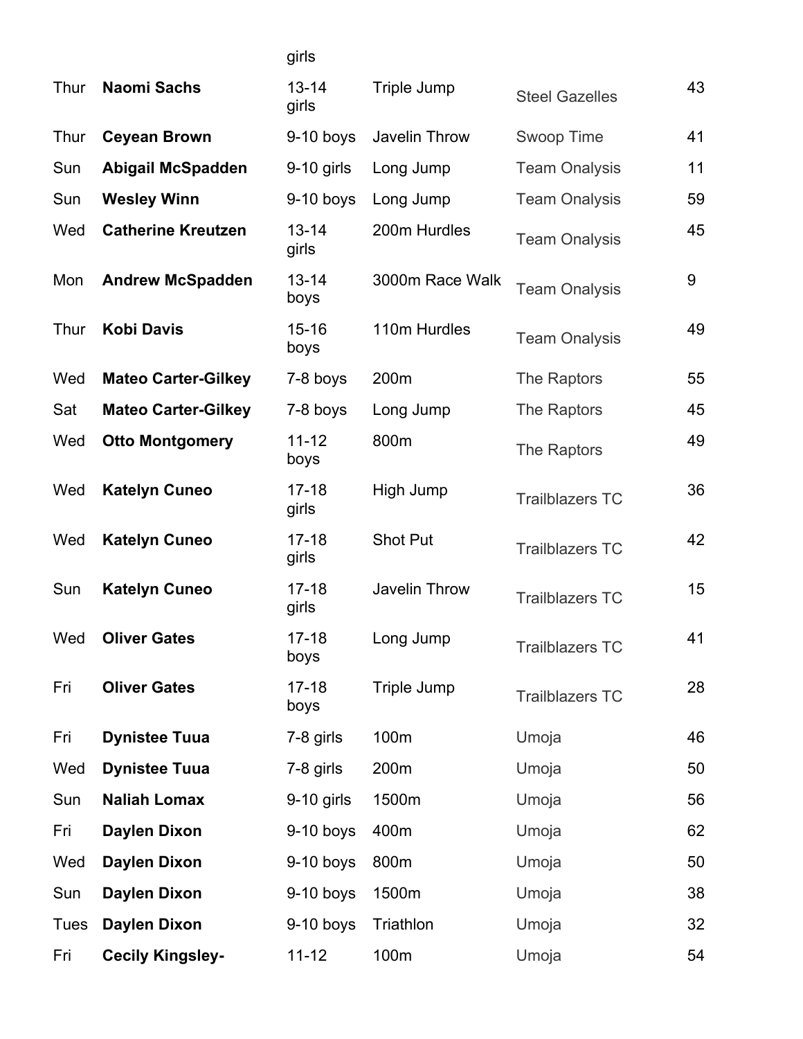| | | girls | | | |
|---|---|---|---|---|---|
| Thur | **Naomi Sachs** | 13-14 girls | Triple Jump | Steel Gazelles | 43 |
| Thur | **Ceyean Brown** | 9-10 boys | Javelin Throw | Swoop Time | 41 |
| Sun | **Abigail McSpadden** | 9-10 girls | Long Jump | Team Onalysis | 11 |
| Sun | **Wesley Winn** | 9-10 boys | Long Jump | Team Onalysis | 59 |
| Wed | **Catherine Kreutzen** | 13-14 girls | 200m Hurdles | Team Onalysis | 45 |
| Mon | **Andrew McSpadden** | 13-14 boys | 3000m Race Walk | Team Onalysis | 9 |
| Thur | **Kobi Davis** | 15-16 boys | 110m Hurdles | Team Onalysis | 49 |
| Wed | **Mateo Carter-Gilkey** | 7-8 boys | 200m | The Raptors | 55 |
| Sat | **Mateo Carter-Gilkey** | 7-8 boys | Long Jump | The Raptors | 45 |
| Wed | **Otto Montgomery** | 11-12 boys | 800m | The Raptors | 49 |
| Wed | **Katelyn Cuneo** | 17-18 girls | High Jump | Trailblazers TC | 36 |
| Wed | **Katelyn Cuneo** | 17-18 girls | Shot Put | Trailblazers TC | 42 |
| Sun | **Katelyn Cuneo** | 17-18 girls | Javelin Throw | Trailblazers TC | 15 |
| Wed | **Oliver Gates** | 17-18 boys | Long Jump | Trailblazers TC | 41 |
| Fri | **Oliver Gates** | 17-18 boys | Triple Jump | Trailblazers TC | 28 |
| Fri | **Dynistee Tuua** | 7-8 girls | 100m | Umoja | 46 |
| Wed | **Dynistee Tuua** | 7-8 girls | 200m | Umoja | 50 |
| Sun | **Naliah Lomax** | 9-10 girls | 1500m | Umoja | 56 |
| Fri | **Daylen Dixon** | 9-10 boys | 400m | Umoja | 62 |
| Wed | **Daylen Dixon** | 9-10 boys | 800m | Umoja | 50 |
| Sun | **Daylen Dixon** | 9-10 boys | 1500m | Umoja | 38 |
| Tues | **Daylen Dixon** | 9-10 boys | Triathlon | Umoja | 32 |
| Fri | **Cecily Kingsley-** | 11-12 | 100m | Umoja | 54 |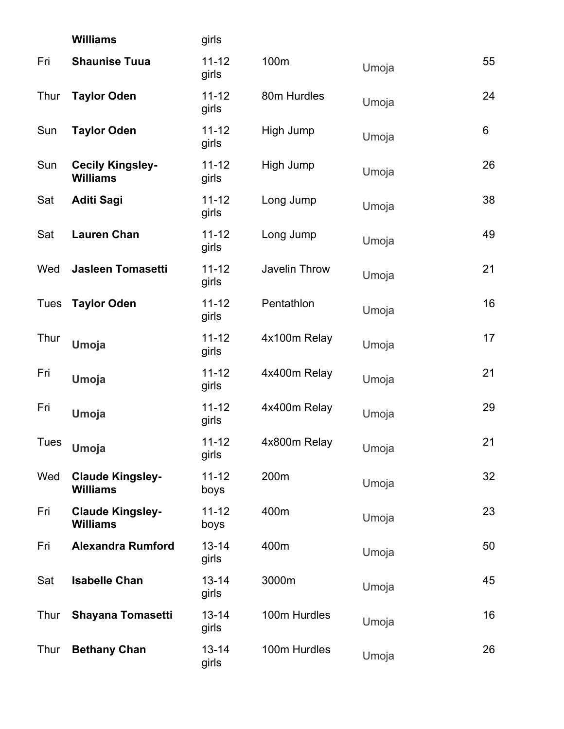| | | | | | |
|---|---|---|---|---|---|
| | **Williams** | girls | | | |
| Fri | **Shaunise Tuua** | 11-12 girls | 100m | Umoja | 55 |
| Thur | **Taylor Oden** | 11-12 girls | 80m Hurdles | Umoja | 24 |
| Sun | **Taylor Oden** | 11-12 girls | High Jump | Umoja | 6 |
| Sun | **Cecily Kingsley-Williams** | 11-12 girls | High Jump | Umoja | 26 |
| Sat | **Aditi Sagi** | 11-12 girls | Long Jump | Umoja | 38 |
| Sat | **Lauren Chan** | 11-12 girls | Long Jump | Umoja | 49 |
| Wed | **Jasleen Tomasetti** | 11-12 girls | Javelin Throw | Umoja | 21 |
| Tues | **Taylor Oden** | 11-12 girls | Pentathlon | Umoja | 16 |
| Thur | **Umoja** | 11-12 girls | 4x100m Relay | Umoja | 17 |
| Fri | **Umoja** | 11-12 girls | 4x400m Relay | Umoja | 21 |
| Fri | **Umoja** | 11-12 girls | 4x400m Relay | Umoja | 29 |
| Tues | **Umoja** | 11-12 girls | 4x800m Relay | Umoja | 21 |
| Wed | **Claude Kingsley-Williams** | 11-12 boys | 200m | Umoja | 32 |
| Fri | **Claude Kingsley-Williams** | 11-12 boys | 400m | Umoja | 23 |
| Fri | **Alexandra Rumford** | 13-14 girls | 400m | Umoja | 50 |
| Sat | **Isabelle Chan** | 13-14 girls | 3000m | Umoja | 45 |
| Thur | **Shayana Tomasetti** | 13-14 girls | 100m Hurdles | Umoja | 16 |
| Thur | **Bethany Chan** | 13-14 girls | 100m Hurdles | Umoja | 26 |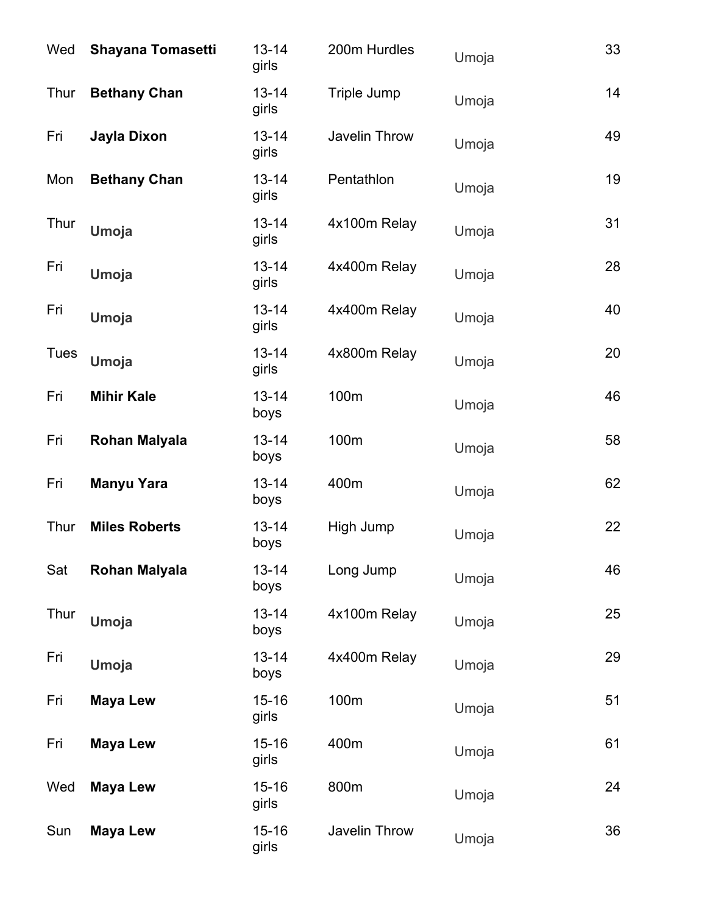| | | | | | |
|---|---|---|---|---|---|
| Wed | **Shayana Tomasetti** | 13-14 girls | 200m Hurdles | Umoja | 33 |
| Thur | **Bethany Chan** | 13-14 girls | Triple Jump | Umoja | 14 |
| Fri | **Jayla Dixon** | 13-14 girls | Javelin Throw | Umoja | 49 |
| Mon | **Bethany Chan** | 13-14 girls | Pentathlon | Umoja | 19 |
| Thur | **Umoja** | 13-14 girls | 4x100m Relay | Umoja | 31 |
| Fri | **Umoja** | 13-14 girls | 4x400m Relay | Umoja | 28 |
| Fri | **Umoja** | 13-14 girls | 4x400m Relay | Umoja | 40 |
| Tues | **Umoja** | 13-14 girls | 4x800m Relay | Umoja | 20 |
| Fri | **Mihir Kale** | 13-14 boys | 100m | Umoja | 46 |
| Fri | **Rohan Malyala** | 13-14 boys | 100m | Umoja | 58 |
| Fri | **Manyu Yara** | 13-14 boys | 400m | Umoja | 62 |
| Thur | **Miles Roberts** | 13-14 boys | High Jump | Umoja | 22 |
| Sat | **Rohan Malyala** | 13-14 boys | Long Jump | Umoja | 46 |
| Thur | **Umoja** | 13-14 boys | 4x100m Relay | Umoja | 25 |
| Fri | **Umoja** | 13-14 boys | 4x400m Relay | Umoja | 29 |
| Fri | **Maya Lew** | 15-16 girls | 100m | Umoja | 51 |
| Fri | **Maya Lew** | 15-16 girls | 400m | Umoja | 61 |
| Wed | **Maya Lew** | 15-16 girls | 800m | Umoja | 24 |
| Sun | **Maya Lew** | 15-16 girls | Javelin Throw | Umoja | 36 |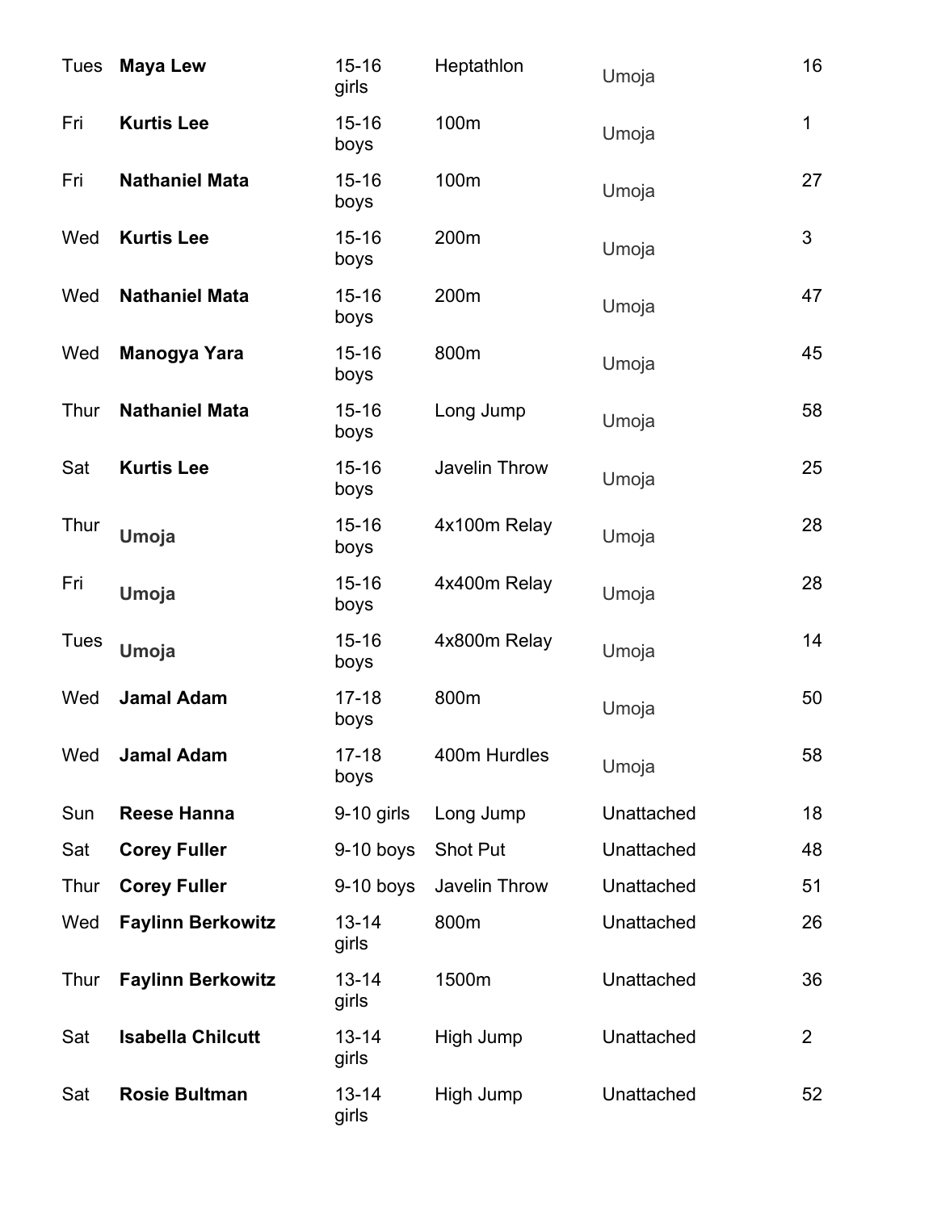| | | | | | |
|---|---|---|---|---|---|
| Tues | **Maya Lew** | 15-16 girls | Heptathlon | Umoja | 16 |
| Fri | **Kurtis Lee** | 15-16 boys | 100m | Umoja | 1 |
| Fri | **Nathaniel Mata** | 15-16 boys | 100m | Umoja | 27 |
| Wed | **Kurtis Lee** | 15-16 boys | 200m | Umoja | 3 |
| Wed | **Nathaniel Mata** | 15-16 boys | 200m | Umoja | 47 |
| Wed | **Manogya Yara** | 15-16 boys | 800m | Umoja | 45 |
| Thur | **Nathaniel Mata** | 15-16 boys | Long Jump | Umoja | 58 |
| Sat | **Kurtis Lee** | 15-16 boys | Javelin Throw | Umoja | 25 |
| Thur | **Umoja** | 15-16 boys | 4x100m Relay | Umoja | 28 |
| Fri | **Umoja** | 15-16 boys | 4x400m Relay | Umoja | 28 |
| Tues | **Umoja** | 15-16 boys | 4x800m Relay | Umoja | 14 |
| Wed | **Jamal Adam** | 17-18 boys | 800m | Umoja | 50 |
| Wed | **Jamal Adam** | 17-18 boys | 400m Hurdles | Umoja | 58 |
| Sun | **Reese Hanna** | 9-10 girls | Long Jump | Unattached | 18 |
| Sat | **Corey Fuller** | 9-10 boys | Shot Put | Unattached | 48 |
| Thur | **Corey Fuller** | 9-10 boys | Javelin Throw | Unattached | 51 |
| Wed | **Faylinn Berkowitz** | 13-14 girls | 800m | Unattached | 26 |
| Thur | **Faylinn Berkowitz** | 13-14 girls | 1500m | Unattached | 36 |
| Sat | **Isabella Chilcutt** | 13-14 girls | High Jump | Unattached | 2 |
| Sat | **Rosie Bultman** | 13-14 girls | High Jump | Unattached | 52 |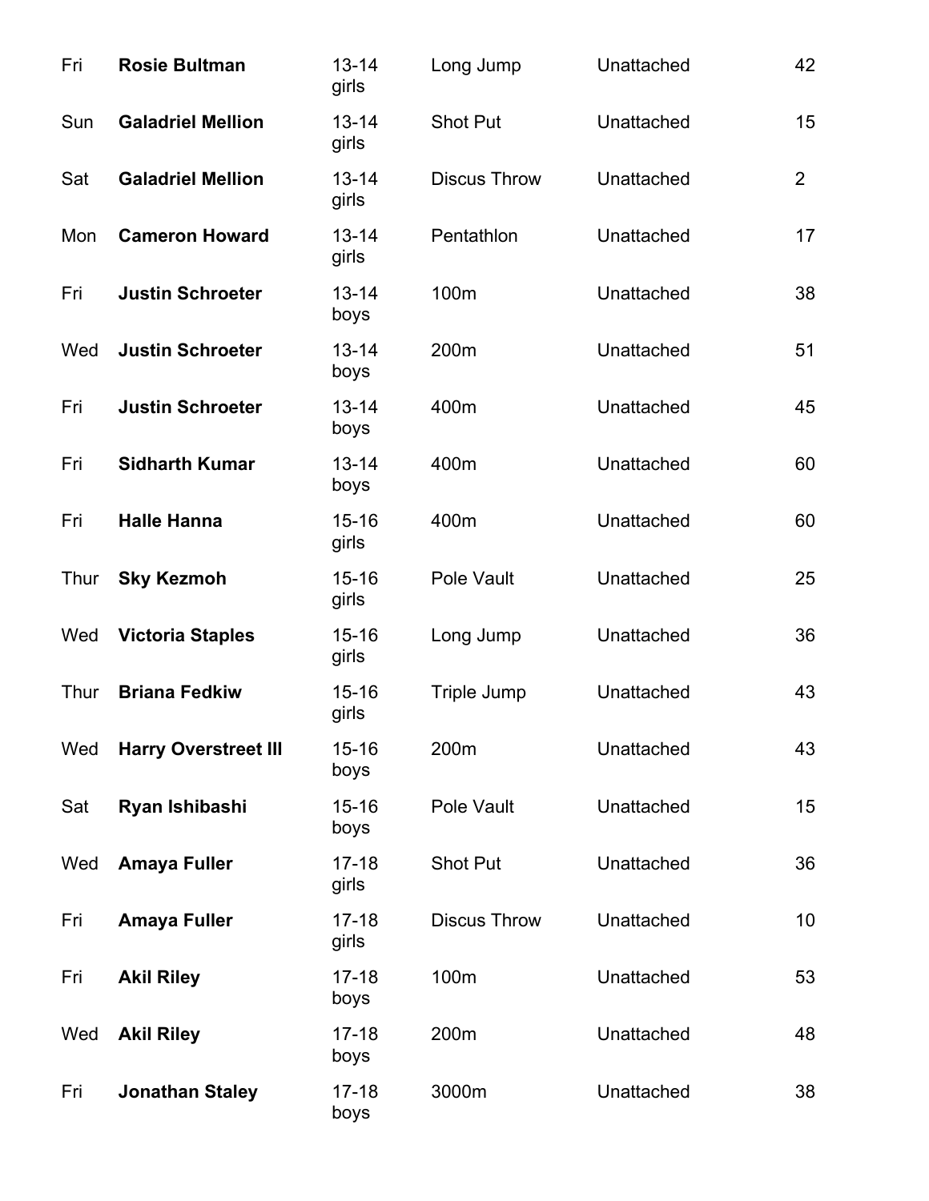| | | | | | |
|---|---|---|---|---|---|
| Fri | **Rosie Bultman** | 13-14 girls | Long Jump | Unattached | 42 |
| Sun | **Galadriel Mellion** | 13-14 girls | Shot Put | Unattached | 15 |
| Sat | **Galadriel Mellion** | 13-14 girls | Discus Throw | Unattached | 2 |
| Mon | **Cameron Howard** | 13-14 girls | Pentathlon | Unattached | 17 |
| Fri | **Justin Schroeter** | 13-14 boys | 100m | Unattached | 38 |
| Wed | **Justin Schroeter** | 13-14 boys | 200m | Unattached | 51 |
| Fri | **Justin Schroeter** | 13-14 boys | 400m | Unattached | 45 |
| Fri | **Sidharth Kumar** | 13-14 boys | 400m | Unattached | 60 |
| Fri | **Halle Hanna** | 15-16 girls | 400m | Unattached | 60 |
| Thur | **Sky Kezmoh** | 15-16 girls | Pole Vault | Unattached | 25 |
| Wed | **Victoria Staples** | 15-16 girls | Long Jump | Unattached | 36 |
| Thur | **Briana Fedkiw** | 15-16 girls | Triple Jump | Unattached | 43 |
| Wed | **Harry Overstreet III** | 15-16 boys | 200m | Unattached | 43 |
| Sat | **Ryan Ishibashi** | 15-16 boys | Pole Vault | Unattached | 15 |
| Wed | **Amaya Fuller** | 17-18 girls | Shot Put | Unattached | 36 |
| Fri | **Amaya Fuller** | 17-18 girls | Discus Throw | Unattached | 10 |
| Fri | **Akil Riley** | 17-18 boys | 100m | Unattached | 53 |
| Wed | **Akil Riley** | 17-18 boys | 200m | Unattached | 48 |
| Fri | **Jonathan Staley** | 17-18 boys | 3000m | Unattached | 38 |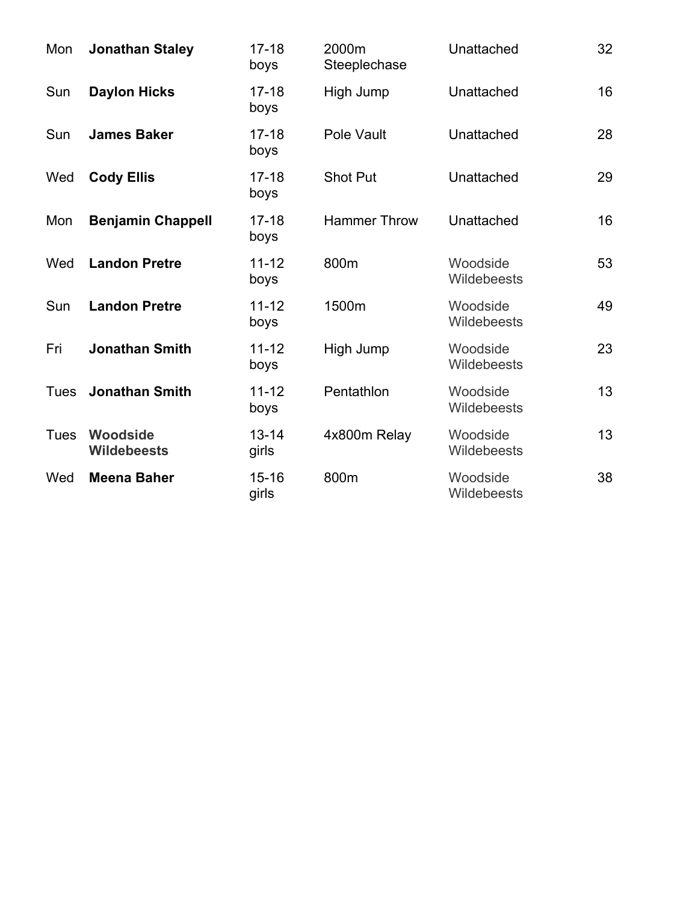| | | | | | |
|---|---|---|---|---|---|
| Mon | **Jonathan Staley** | 17-18 boys | 2000m Steeplechase | Unattached | 32 |
| Sun | **Daylon Hicks** | 17-18 boys | High Jump | Unattached | 16 |
| Sun | **James Baker** | 17-18 boys | Pole Vault | Unattached | 28 |
| Wed | **Cody Ellis** | 17-18 boys | Shot Put | Unattached | 29 |
| Mon | **Benjamin Chappell** | 17-18 boys | Hammer Throw | Unattached | 16 |
| Wed | **Landon Pretre** | 11-12 boys | 800m | Woodside Wildebeests | 53 |
| Sun | **Landon Pretre** | 11-12 boys | 1500m | Woodside Wildebeests | 49 |
| Fri | **Jonathan Smith** | 11-12 boys | High Jump | Woodside Wildebeests | 23 |
| Tues | **Jonathan Smith** | 11-12 boys | Pentathlon | Woodside Wildebeests | 13 |
| Tues | **Woodside Wildebeests** | 13-14 girls | 4x800m Relay | Woodside Wildebeests | 13 |
| Wed | **Meena Baher** | 15-16 girls | 800m | Woodside Wildebeests | 38 |